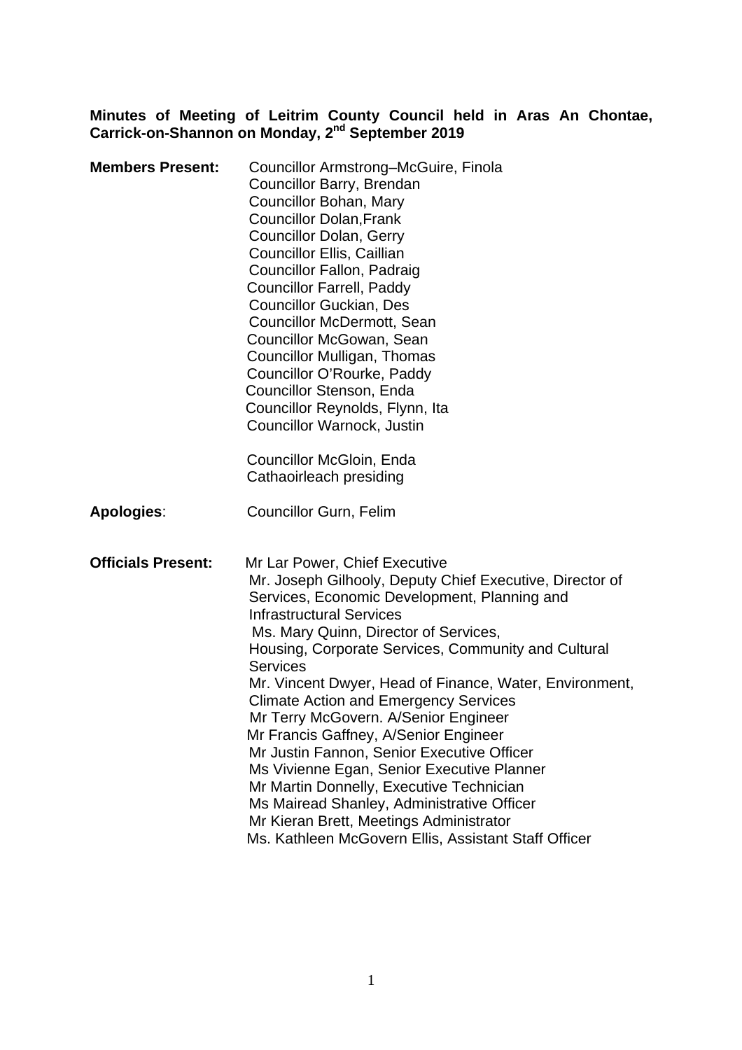**Minutes of Meeting of Leitrim County Council held in Aras An Chontae, Carrick-on-Shannon on Monday, 2nd September 2019**

**Members Present:**

Councillor Armstrong–McGuire, Finola
Councillor Barry, Brendan
Councillor Bohan, Mary
Councillor Dolan,Frank
Councillor Dolan, Gerry
Councillor Ellis, Caillian
Councillor Fallon, Padraig
Councillor Farrell, Paddy
Councillor Guckian, Des
Councillor McDermott, Sean
Councillor McGowan, Sean
Councillor Mulligan, Thomas
Councillor O'Rourke, Paddy
Councillor Stenson, Enda
Councillor Reynolds, Flynn, Ita
Councillor Warnock, Justin

Councillor McGloin, Enda
Cathaoirleach presiding

**Apologies**: Councillor Gurn, Felim

**Officials Present:**

Mr Lar Power, Chief Executive
Mr. Joseph Gilhooly, Deputy Chief Executive, Director of Services, Economic Development, Planning and Infrastructural Services
Ms. Mary Quinn, Director of Services, Housing, Corporate Services, Community and Cultural Services
Mr. Vincent Dwyer, Head of Finance, Water, Environment, Climate Action and Emergency Services
Mr Terry McGovern. A/Senior Engineer
Mr Francis Gaffney, A/Senior Engineer
Mr Justin Fannon, Senior Executive Officer
Ms Vivienne Egan, Senior Executive Planner
Mr Martin Donnelly, Executive Technician
Ms Mairead Shanley, Administrative Officer
Mr Kieran Brett, Meetings Administrator
Ms. Kathleen McGovern Ellis, Assistant Staff Officer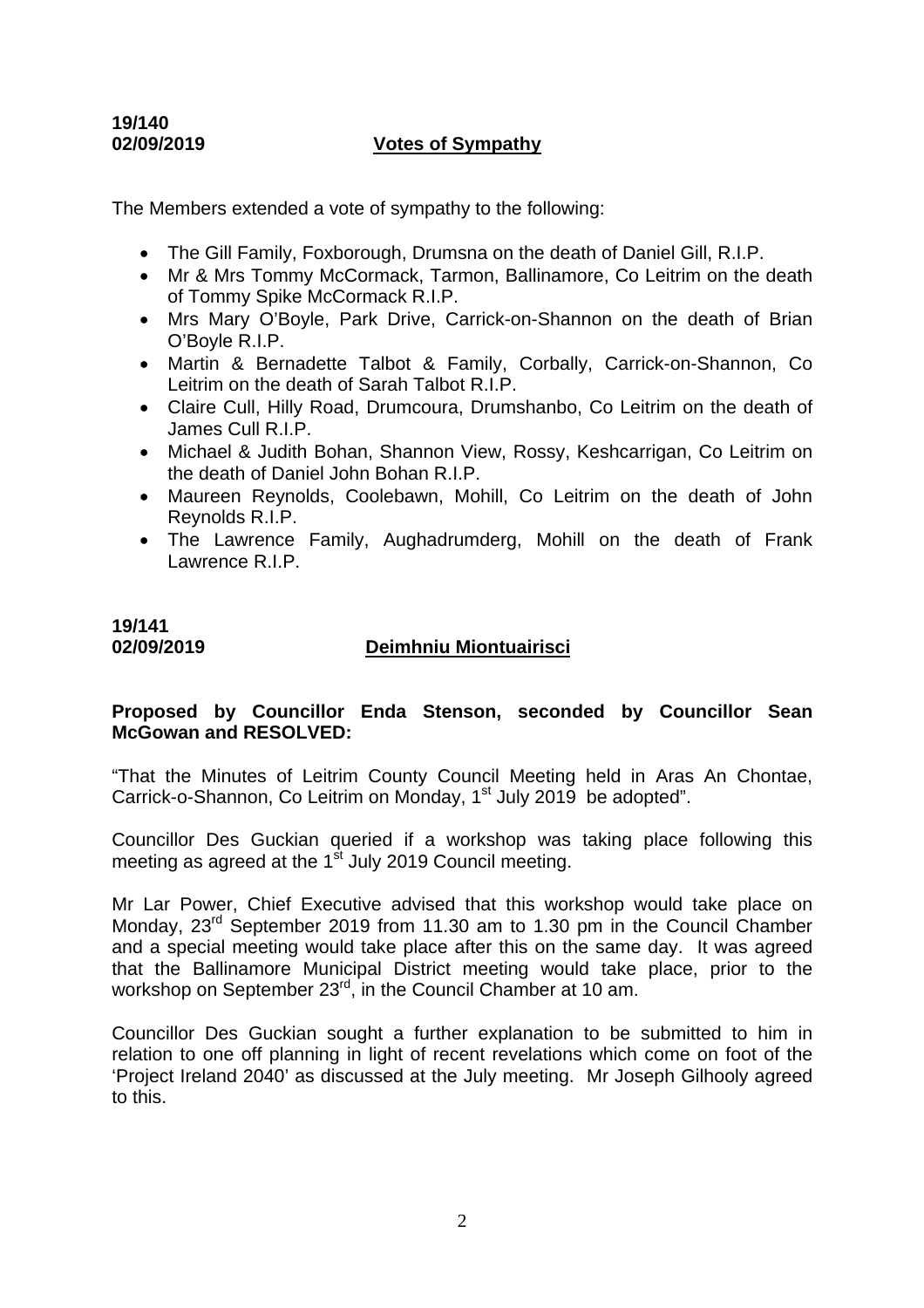**19/140**
**02/09/2019** **Votes of Sympathy**

The Members extended a vote of sympathy to the following:

- The Gill Family, Foxborough, Drumsna on the death of Daniel Gill, R.I.P.
- Mr & Mrs Tommy McCormack, Tarmon, Ballinamore, Co Leitrim on the death of Tommy Spike McCormack R.I.P.
- Mrs Mary O'Boyle, Park Drive, Carrick-on-Shannon on the death of Brian O'Boyle R.I.P.
- Martin & Bernadette Talbot & Family, Corbally, Carrick-on-Shannon, Co Leitrim on the death of Sarah Talbot R.I.P.
- Claire Cull, Hilly Road, Drumcoura, Drumshanbo, Co Leitrim on the death of James Cull R.I.P.
- Michael & Judith Bohan, Shannon View, Rossy, Keshcarrigan, Co Leitrim on the death of Daniel John Bohan R.I.P.
- Maureen Reynolds, Coolebawn, Mohill, Co Leitrim on the death of John Reynolds R.I.P.
- The Lawrence Family, Aughadrumderg, Mohill on the death of Frank Lawrence R.I.P.

**19/141**
**02/09/2019** **Deimhniu Miontuairisci**

**Proposed by Councillor Enda Stenson, seconded by Councillor Sean McGowan and RESOLVED:**

"That the Minutes of Leitrim County Council Meeting held in Aras An Chontae, Carrick-o-Shannon, Co Leitrim on Monday, 1st July 2019 be adopted".

Councillor Des Guckian queried if a workshop was taking place following this meeting as agreed at the 1st July 2019 Council meeting.

Mr Lar Power, Chief Executive advised that this workshop would take place on Monday, 23rd September 2019 from 11.30 am to 1.30 pm in the Council Chamber and a special meeting would take place after this on the same day. It was agreed that the Ballinamore Municipal District meeting would take place, prior to the workshop on September 23rd, in the Council Chamber at 10 am.

Councillor Des Guckian sought a further explanation to be submitted to him in relation to one off planning in light of recent revelations which come on foot of the 'Project Ireland 2040' as discussed at the July meeting. Mr Joseph Gilhooly agreed to this.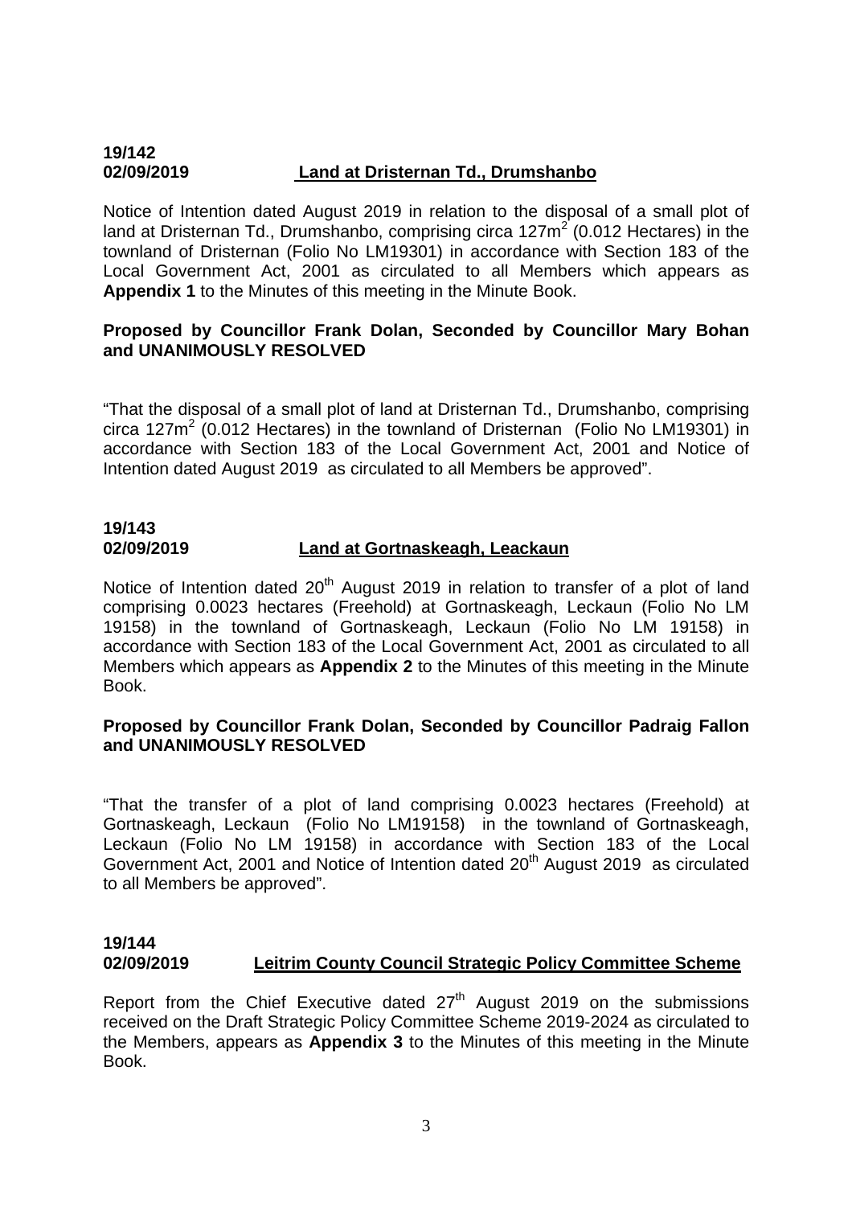**19/142**
**02/09/2019** **Land at Dristernan Td., Drumshanbo**

Notice of Intention dated August 2019 in relation to the disposal of a small plot of land at Dristernan Td., Drumshanbo, comprising circa 127m$^2$ (0.012 Hectares) in the townland of Dristernan (Folio No LM19301) in accordance with Section 183 of the Local Government Act, 2001 as circulated to all Members which appears as **Appendix 1** to the Minutes of this meeting in the Minute Book.

**Proposed by Councillor Frank Dolan, Seconded by Councillor Mary Bohan and UNANIMOUSLY RESOLVED**

"That the disposal of a small plot of land at Dristernan Td., Drumshanbo, comprising circa 127m$^2$ (0.012 Hectares) in the townland of Dristernan (Folio No LM19301) in accordance with Section 183 of the Local Government Act, 2001 and Notice of Intention dated August 2019 as circulated to all Members be approved".

**19/143**
**02/09/2019** **Land at Gortnaskeagh, Leackaun**

Notice of Intention dated 20th August 2019 in relation to transfer of a plot of land comprising 0.0023 hectares (Freehold) at Gortnaskeagh, Leckaun (Folio No LM 19158) in the townland of Gortnaskeagh, Leckaun (Folio No LM 19158) in accordance with Section 183 of the Local Government Act, 2001 as circulated to all Members which appears as **Appendix 2** to the Minutes of this meeting in the Minute Book.

**Proposed by Councillor Frank Dolan, Seconded by Councillor Padraig Fallon and UNANIMOUSLY RESOLVED**

"That the transfer of a plot of land comprising 0.0023 hectares (Freehold) at Gortnaskeagh, Leckaun (Folio No LM19158) in the townland of Gortnaskeagh, Leckaun (Folio No LM 19158) in accordance with Section 183 of the Local Government Act, 2001 and Notice of Intention dated 20th August 2019 as circulated to all Members be approved".

**19/144**
**02/09/2019** **Leitrim County Council Strategic Policy Committee Scheme**

Report from the Chief Executive dated 27th August 2019 on the submissions received on the Draft Strategic Policy Committee Scheme 2019-2024 as circulated to the Members, appears as **Appendix 3** to the Minutes of this meeting in the Minute Book.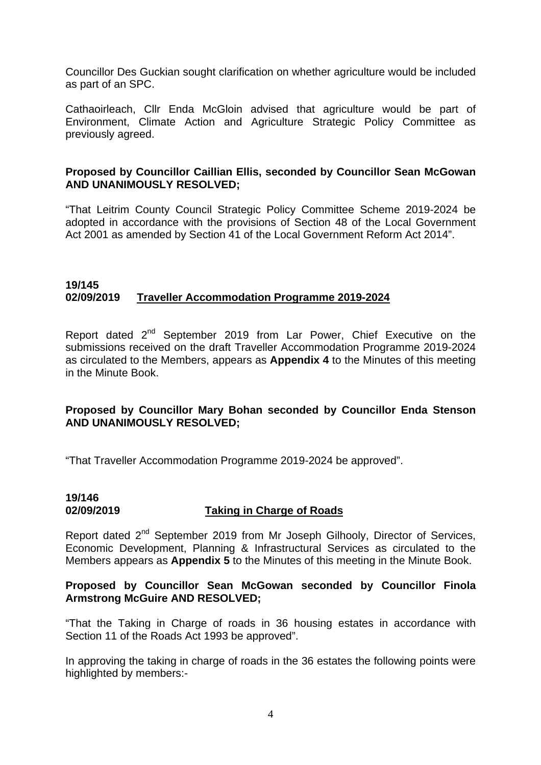Councillor Des Guckian sought clarification on whether agriculture would be included as part of an SPC.

Cathaoirleach, Cllr Enda McGloin advised that agriculture would be part of Environment, Climate Action and Agriculture Strategic Policy Committee as previously agreed.

**Proposed by Councillor Caillian Ellis, seconded by Councillor Sean McGowan AND UNANIMOUSLY RESOLVED;**

"That Leitrim County Council Strategic Policy Committee Scheme 2019-2024 be adopted in accordance with the provisions of Section 48 of the Local Government Act 2001 as amended by Section 41 of the Local Government Reform Act 2014".

**19/145**
**02/09/2019 Traveller Accommodation Programme 2019-2024**

Report dated 2nd September 2019 from Lar Power, Chief Executive on the submissions received on the draft Traveller Accommodation Programme 2019-2024 as circulated to the Members, appears as **Appendix 4** to the Minutes of this meeting in the Minute Book.

**Proposed by Councillor Mary Bohan seconded by Councillor Enda Stenson AND UNANIMOUSLY RESOLVED;**

"That Traveller Accommodation Programme 2019-2024 be approved".

**19/146**
**02/09/2019 Taking in Charge of Roads**

Report dated 2nd September 2019 from Mr Joseph Gilhooly, Director of Services, Economic Development, Planning & Infrastructural Services as circulated to the Members appears as **Appendix 5** to the Minutes of this meeting in the Minute Book.

**Proposed by Councillor Sean McGowan seconded by Councillor Finola Armstrong McGuire AND RESOLVED;**

"That the Taking in Charge of roads in 36 housing estates in accordance with Section 11 of the Roads Act 1993 be approved".

In approving the taking in charge of roads in the 36 estates the following points were highlighted by members:-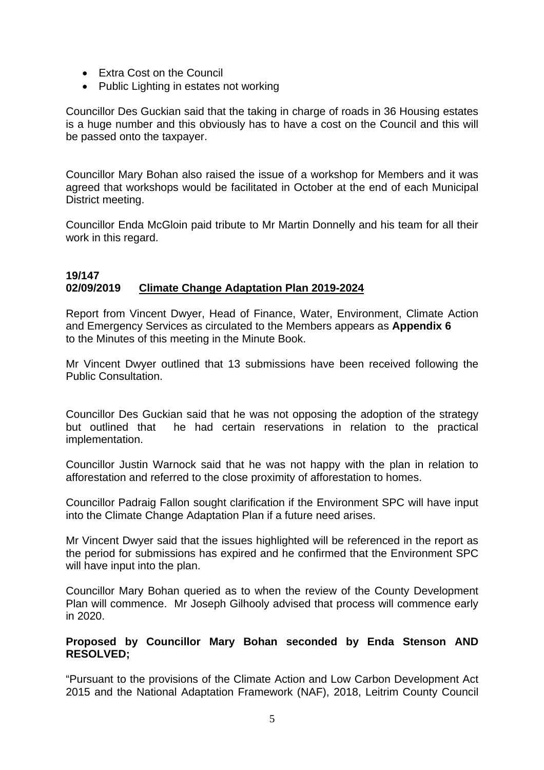- Extra Cost on the Council
- Public Lighting in estates not working

Councillor Des Guckian said that the taking in charge of roads in 36 Housing estates is a huge number and this obviously has to have a cost on the Council and this will be passed onto the taxpayer.

Councillor Mary Bohan also raised the issue of a workshop for Members and it was agreed that workshops would be facilitated in October at the end of each Municipal District meeting.

Councillor Enda McGloin paid tribute to Mr Martin Donnelly and his team for all their work in this regard.

**19/147**
**02/09/2019** **<u>Climate Change Adaptation Plan 2019-2024</u>**

Report from Vincent Dwyer, Head of Finance, Water, Environment, Climate Action and Emergency Services as circulated to the Members appears as **Appendix 6** to the Minutes of this meeting in the Minute Book.

Mr Vincent Dwyer outlined that 13 submissions have been received following the Public Consultation.

Councillor Des Guckian said that he was not opposing the adoption of the strategy but outlined that he had certain reservations in relation to the practical implementation.

Councillor Justin Warnock said that he was not happy with the plan in relation to afforestation and referred to the close proximity of afforestation to homes.

Councillor Padraig Fallon sought clarification if the Environment SPC will have input into the Climate Change Adaptation Plan if a future need arises.

Mr Vincent Dwyer said that the issues highlighted will be referenced in the report as the period for submissions has expired and he confirmed that the Environment SPC will have input into the plan.

Councillor Mary Bohan queried as to when the review of the County Development Plan will commence. Mr Joseph Gilhooly advised that process will commence early in 2020.

**Proposed by Councillor Mary Bohan seconded by Enda Stenson AND RESOLVED;**

"Pursuant to the provisions of the Climate Action and Low Carbon Development Act 2015 and the National Adaptation Framework (NAF), 2018, Leitrim County Council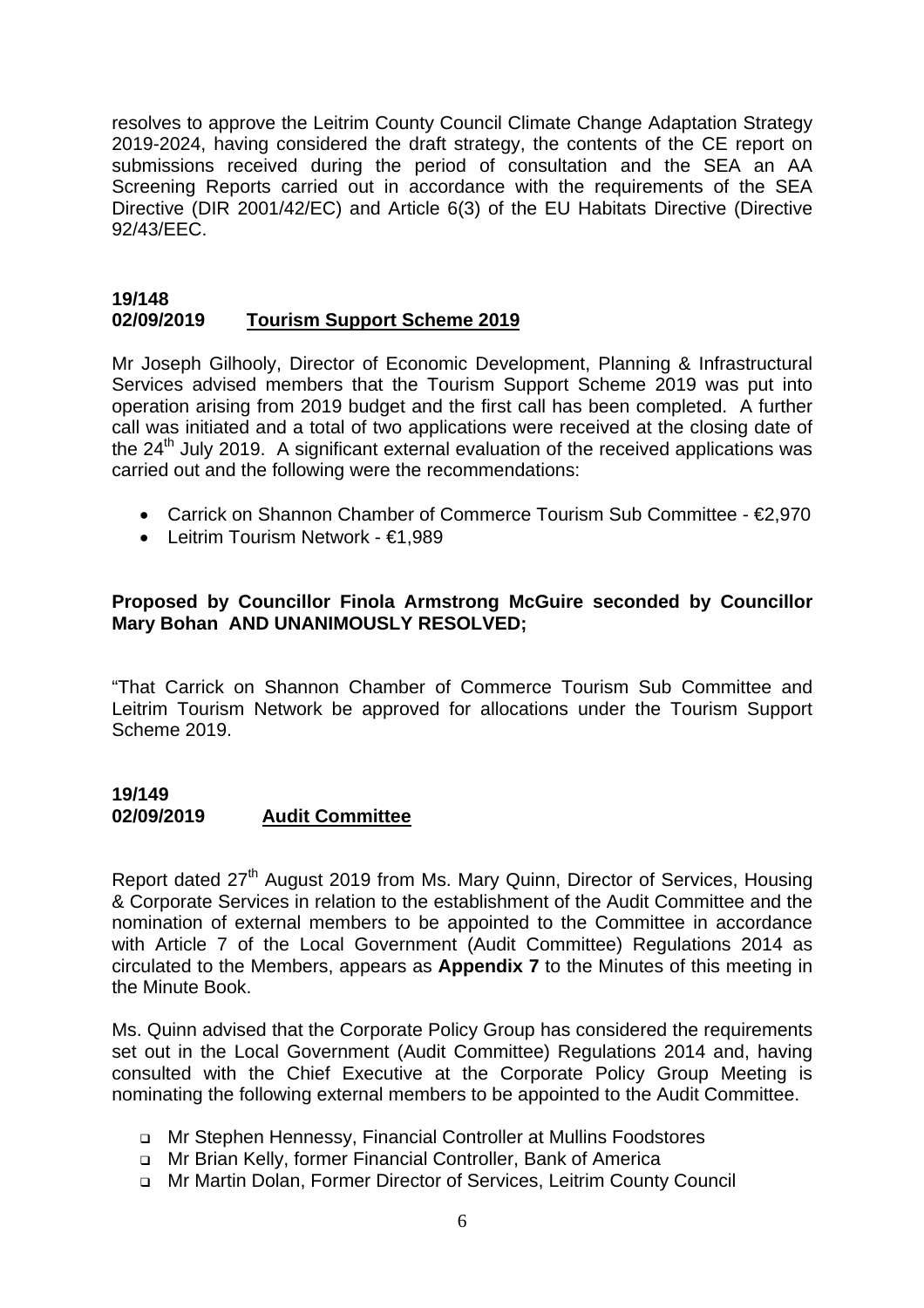resolves to approve the Leitrim County Council Climate Change Adaptation Strategy 2019-2024, having considered the draft strategy, the contents of the CE report on submissions received during the period of consultation and the SEA an AA Screening Reports carried out in accordance with the requirements of the SEA Directive (DIR 2001/42/EC) and Article 6(3) of the EU Habitats Directive (Directive 92/43/EEC.

**19/148**
**02/09/2019 <u>Tourism Support Scheme 2019</u>**

Mr Joseph Gilhooly, Director of Economic Development, Planning & Infrastructural Services advised members that the Tourism Support Scheme 2019 was put into operation arising from 2019 budget and the first call has been completed. A further call was initiated and a total of two applications were received at the closing date of the 24th July 2019. A significant external evaluation of the received applications was carried out and the following were the recommendations:

- Carrick on Shannon Chamber of Commerce Tourism Sub Committee - €2,970
- Leitrim Tourism Network - €1,989

**Proposed by Councillor Finola Armstrong McGuire seconded by Councillor Mary Bohan AND UNANIMOUSLY RESOLVED;**

"That Carrick on Shannon Chamber of Commerce Tourism Sub Committee and Leitrim Tourism Network be approved for allocations under the Tourism Support Scheme 2019.

**19/149**
**02/09/2019 <u>Audit Committee</u>**

Report dated 27th August 2019 from Ms. Mary Quinn, Director of Services, Housing & Corporate Services in relation to the establishment of the Audit Committee and the nomination of external members to be appointed to the Committee in accordance with Article 7 of the Local Government (Audit Committee) Regulations 2014 as circulated to the Members, appears as **Appendix 7** to the Minutes of this meeting in the Minute Book.

Ms. Quinn advised that the Corporate Policy Group has considered the requirements set out in the Local Government (Audit Committee) Regulations 2014 and, having consulted with the Chief Executive at the Corporate Policy Group Meeting is nominating the following external members to be appointed to the Audit Committee.

- Mr Stephen Hennessy, Financial Controller at Mullins Foodstores
- Mr Brian Kelly, former Financial Controller, Bank of America
- Mr Martin Dolan, Former Director of Services, Leitrim County Council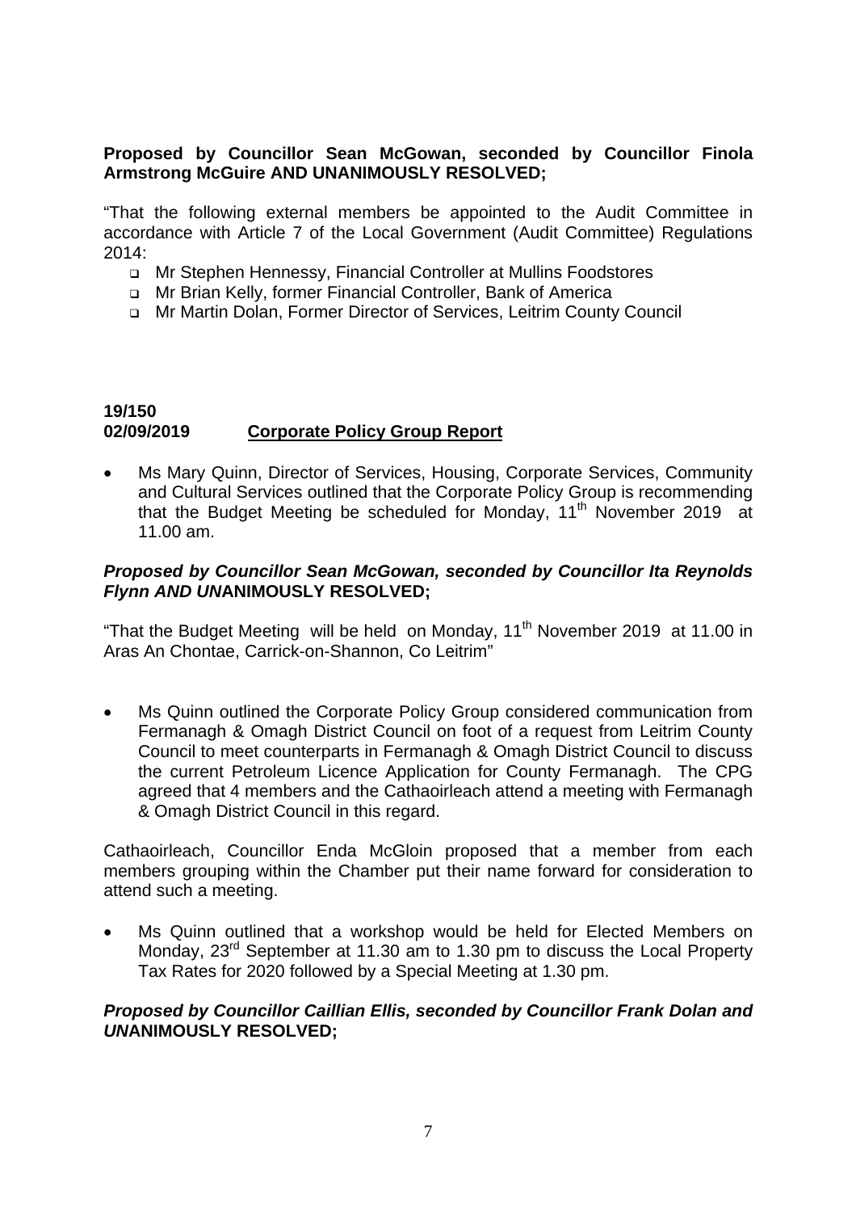**Proposed by Councillor Sean McGowan, seconded by Councillor Finola Armstrong McGuire AND UNANIMOUSLY RESOLVED;**

"That the following external members be appointed to the Audit Committee in accordance with Article 7 of the Local Government (Audit Committee) Regulations 2014:

- Mr Stephen Hennessy, Financial Controller at Mullins Foodstores
- Mr Brian Kelly, former Financial Controller, Bank of America
- Mr Martin Dolan, Former Director of Services, Leitrim County Council

**19/150**
**02/09/2019** **Corporate Policy Group Report**

- Ms Mary Quinn, Director of Services, Housing, Corporate Services, Community and Cultural Services outlined that the Corporate Policy Group is recommending that the Budget Meeting be scheduled for Monday, 11th November 2019 at 11.00 am.

***Proposed by Councillor Sean McGowan, seconded by Councillor Ita Reynolds Flynn AND UNANIMOUSLY RESOLVED;***

"That the Budget Meeting will be held on Monday, 11th November 2019 at 11.00 in Aras An Chontae, Carrick-on-Shannon, Co Leitrim"

- Ms Quinn outlined the Corporate Policy Group considered communication from Fermanagh & Omagh District Council on foot of a request from Leitrim County Council to meet counterparts in Fermanagh & Omagh District Council to discuss the current Petroleum Licence Application for County Fermanagh. The CPG agreed that 4 members and the Cathaoirleach attend a meeting with Fermanagh & Omagh District Council in this regard.

Cathaoirleach, Councillor Enda McGloin proposed that a member from each members grouping within the Chamber put their name forward for consideration to attend such a meeting.

- Ms Quinn outlined that a workshop would be held for Elected Members on Monday, 23rd September at 11.30 am to 1.30 pm to discuss the Local Property Tax Rates for 2020 followed by a Special Meeting at 1.30 pm.

***Proposed by Councillor Caillian Ellis, seconded by Councillor Frank Dolan and UNANIMOUSLY RESOLVED;***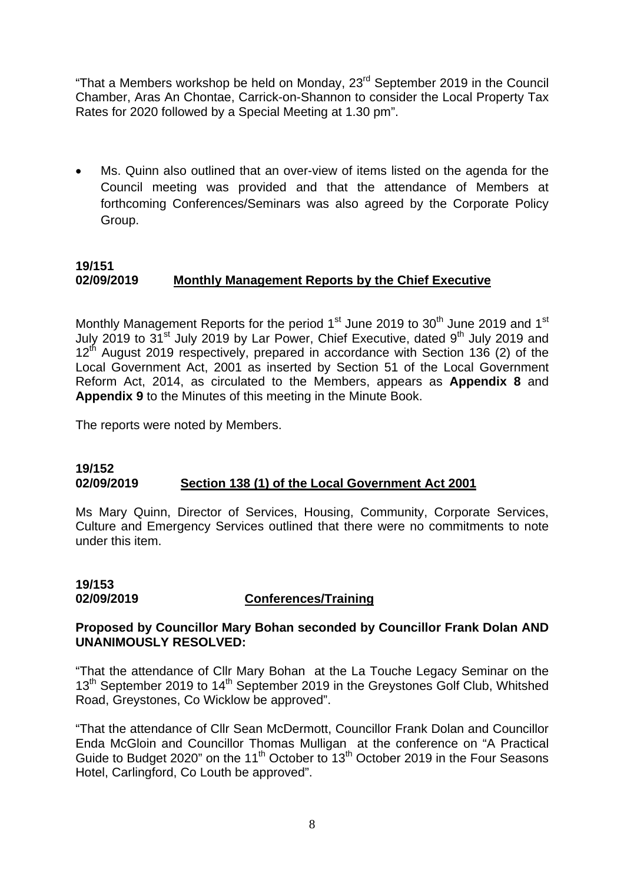"That a Members workshop be held on Monday, 23rd September 2019 in the Council Chamber, Aras An Chontae, Carrick-on-Shannon to consider the Local Property Tax Rates for 2020 followed by a Special Meeting at 1.30 pm".

- Ms. Quinn also outlined that an over-view of items listed on the agenda for the Council meeting was provided and that the attendance of Members at forthcoming Conferences/Seminars was also agreed by the Corporate Policy Group.

**19/151**
**02/09/2019** **Monthly Management Reports by the Chief Executive**

Monthly Management Reports for the period 1st June 2019 to 30th June 2019 and 1st July 2019 to 31st July 2019 by Lar Power, Chief Executive, dated 9th July 2019 and 12th August 2019 respectively, prepared in accordance with Section 136 (2) of the Local Government Act, 2001 as inserted by Section 51 of the Local Government Reform Act, 2014, as circulated to the Members, appears as **Appendix 8** and **Appendix 9** to the Minutes of this meeting in the Minute Book.

The reports were noted by Members.

**19/152**
**02/09/2019** **Section 138 (1) of the Local Government Act 2001**

Ms Mary Quinn, Director of Services, Housing, Community, Corporate Services, Culture and Emergency Services outlined that there were no commitments to note under this item.

**19/153**
**02/09/2019** **Conferences/Training**

**Proposed by Councillor Mary Bohan seconded by Councillor Frank Dolan AND UNANIMOUSLY RESOLVED:**

"That the attendance of Cllr Mary Bohan at the La Touche Legacy Seminar on the 13th September 2019 to 14th September 2019 in the Greystones Golf Club, Whitshed Road, Greystones, Co Wicklow be approved".

"That the attendance of Cllr Sean McDermott, Councillor Frank Dolan and Councillor Enda McGloin and Councillor Thomas Mulligan at the conference on "A Practical Guide to Budget 2020" on the 11th October to 13th October 2019 in the Four Seasons Hotel, Carlingford, Co Louth be approved".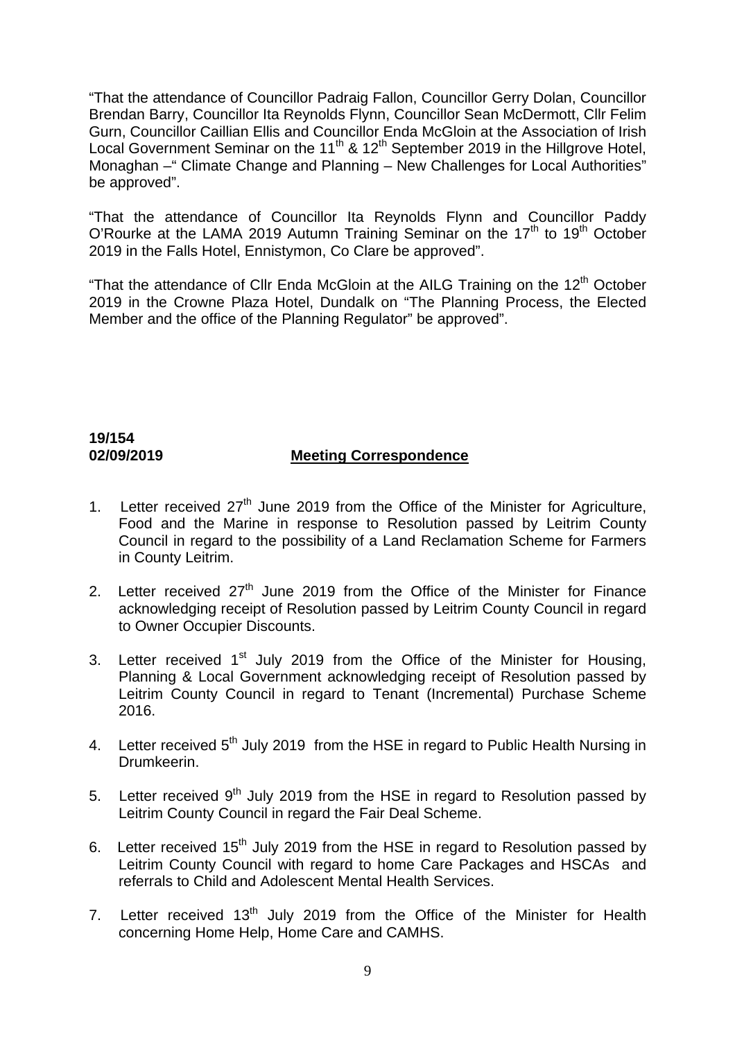"That the attendance of Councillor Padraig Fallon, Councillor Gerry Dolan, Councillor Brendan Barry, Councillor Ita Reynolds Flynn, Councillor Sean McDermott, Cllr Felim Gurn, Councillor Caillian Ellis and Councillor Enda McGloin at the Association of Irish Local Government Seminar on the 11th & 12th September 2019 in the Hillgrove Hotel, Monaghan –" Climate Change and Planning – New Challenges for Local Authorities" be approved".

"That the attendance of Councillor Ita Reynolds Flynn and Councillor Paddy O'Rourke at the LAMA 2019 Autumn Training Seminar on the 17th to 19th October 2019 in the Falls Hotel, Ennistymon, Co Clare be approved".

"That the attendance of Cllr Enda McGloin at the AILG Training on the 12th October 2019 in the Crowne Plaza Hotel, Dundalk on "The Planning Process, the Elected Member and the office of the Planning Regulator" be approved".

**19/154**
**02/09/2019** **Meeting Correspondence**

1. Letter received 27th June 2019 from the Office of the Minister for Agriculture, Food and the Marine in response to Resolution passed by Leitrim County Council in regard to the possibility of a Land Reclamation Scheme for Farmers in County Leitrim.

2. Letter received 27th June 2019 from the Office of the Minister for Finance acknowledging receipt of Resolution passed by Leitrim County Council in regard to Owner Occupier Discounts.

3. Letter received 1st July 2019 from the Office of the Minister for Housing, Planning & Local Government acknowledging receipt of Resolution passed by Leitrim County Council in regard to Tenant (Incremental) Purchase Scheme 2016.

4. Letter received 5th July 2019 from the HSE in regard to Public Health Nursing in Drumkeerin.

5. Letter received 9th July 2019 from the HSE in regard to Resolution passed by Leitrim County Council in regard the Fair Deal Scheme.

6. Letter received 15th July 2019 from the HSE in regard to Resolution passed by Leitrim County Council with regard to home Care Packages and HSCAs and referrals to Child and Adolescent Mental Health Services.

7. Letter received 13th July 2019 from the Office of the Minister for Health concerning Home Help, Home Care and CAMHS.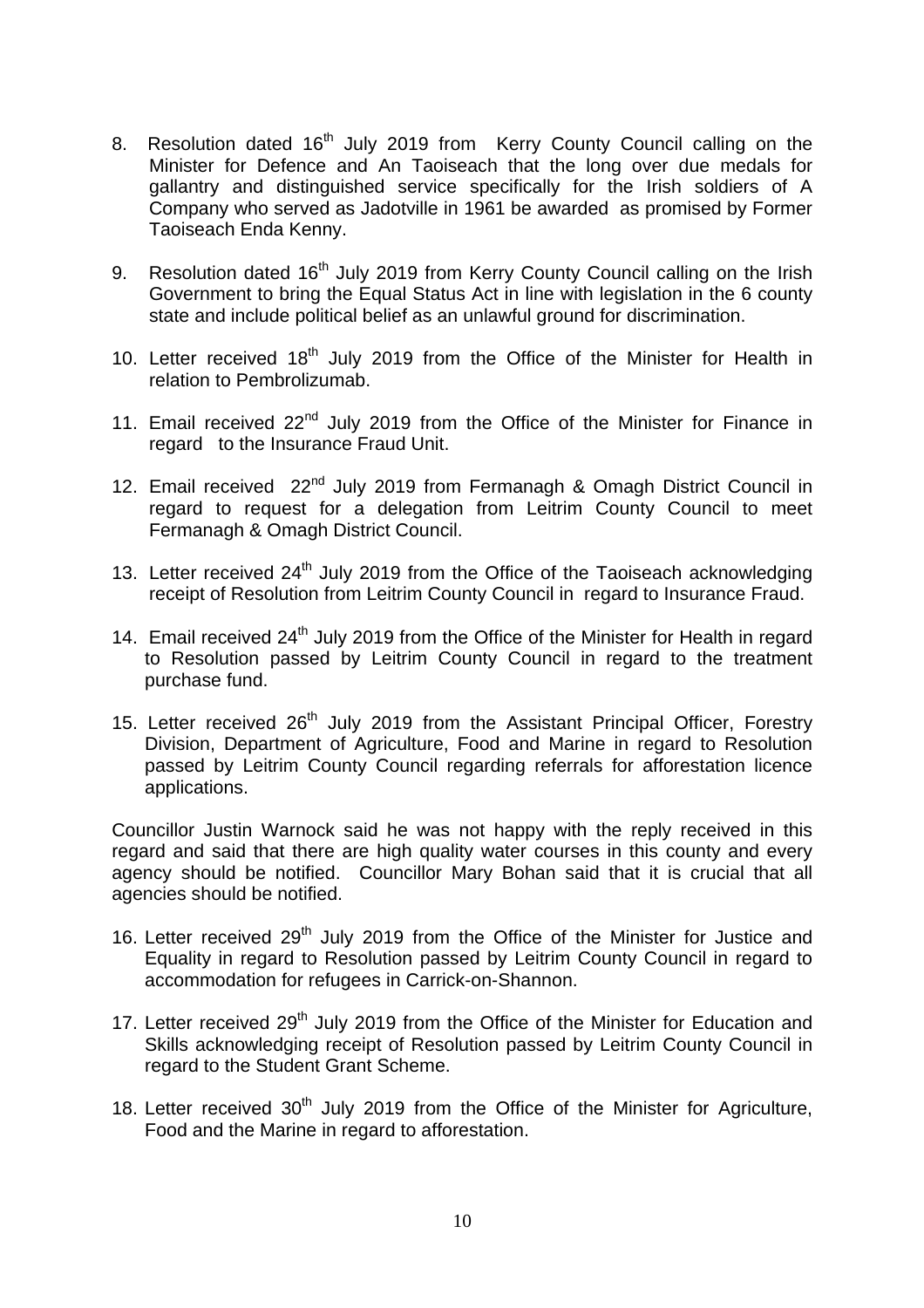8. Resolution dated 16th July 2019 from Kerry County Council calling on the Minister for Defence and An Taoiseach that the long over due medals for gallantry and distinguished service specifically for the Irish soldiers of A Company who served as Jadotville in 1961 be awarded as promised by Former Taoiseach Enda Kenny.

9. Resolution dated 16th July 2019 from Kerry County Council calling on the Irish Government to bring the Equal Status Act in line with legislation in the 6 county state and include political belief as an unlawful ground for discrimination.

10. Letter received 18th July 2019 from the Office of the Minister for Health in relation to Pembrolizumab.

11. Email received 22nd July 2019 from the Office of the Minister for Finance in regard to the Insurance Fraud Unit.

12. Email received 22nd July 2019 from Fermanagh & Omagh District Council in regard to request for a delegation from Leitrim County Council to meet Fermanagh & Omagh District Council.

13. Letter received 24th July 2019 from the Office of the Taoiseach acknowledging receipt of Resolution from Leitrim County Council in regard to Insurance Fraud.

14. Email received 24th July 2019 from the Office of the Minister for Health in regard to Resolution passed by Leitrim County Council in regard to the treatment purchase fund.

15. Letter received 26th July 2019 from the Assistant Principal Officer, Forestry Division, Department of Agriculture, Food and Marine in regard to Resolution passed by Leitrim County Council regarding referrals for afforestation licence applications.

Councillor Justin Warnock said he was not happy with the reply received in this regard and said that there are high quality water courses in this county and every agency should be notified. Councillor Mary Bohan said that it is crucial that all agencies should be notified.

16. Letter received 29th July 2019 from the Office of the Minister for Justice and Equality in regard to Resolution passed by Leitrim County Council in regard to accommodation for refugees in Carrick-on-Shannon.

17. Letter received 29th July 2019 from the Office of the Minister for Education and Skills acknowledging receipt of Resolution passed by Leitrim County Council in regard to the Student Grant Scheme.

18. Letter received 30th July 2019 from the Office of the Minister for Agriculture, Food and the Marine in regard to afforestation.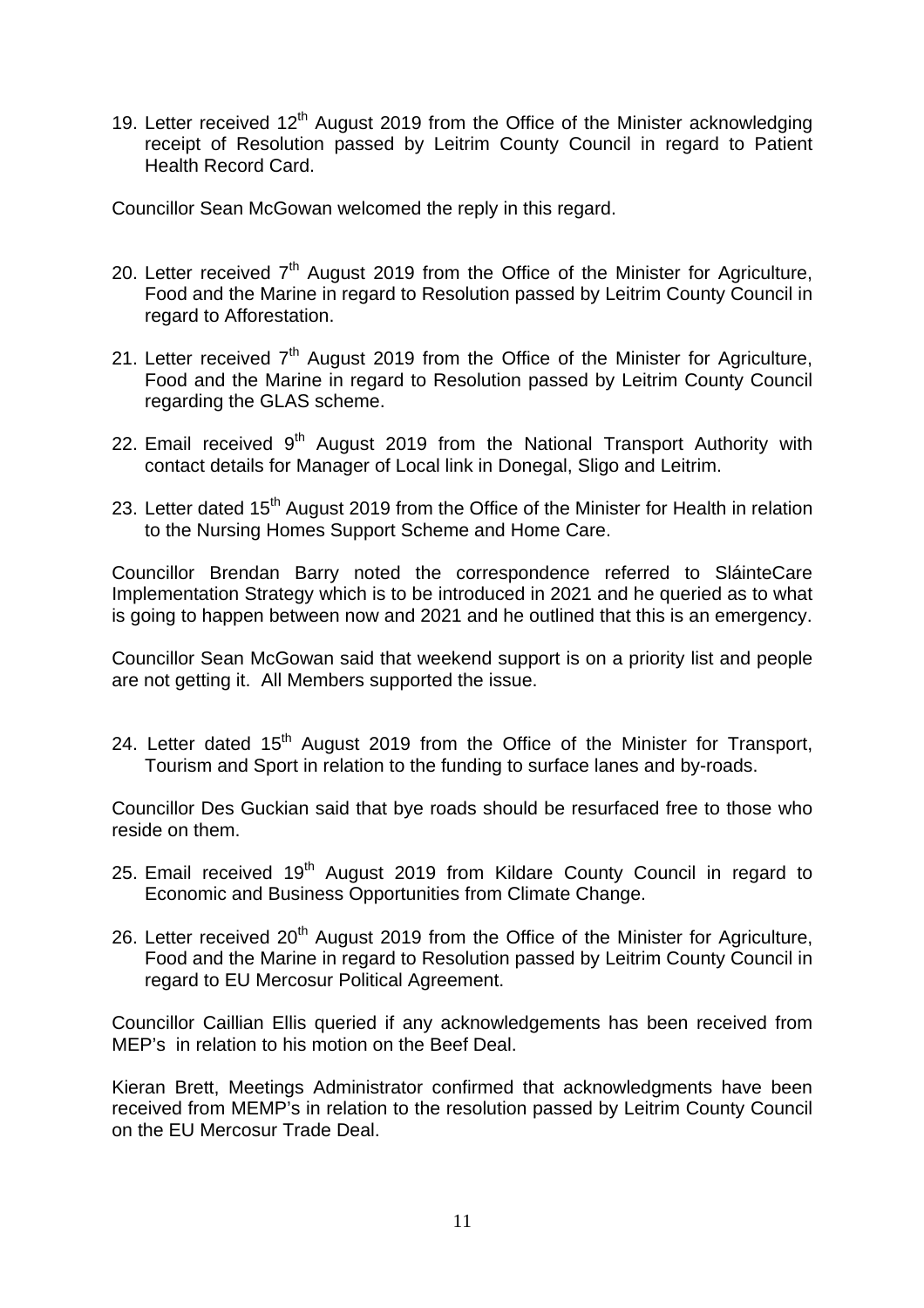19. Letter received 12th August 2019 from the Office of the Minister acknowledging receipt of Resolution passed by Leitrim County Council in regard to Patient Health Record Card.

Councillor Sean McGowan welcomed the reply in this regard.

20. Letter received 7th August 2019 from the Office of the Minister for Agriculture, Food and the Marine in regard to Resolution passed by Leitrim County Council in regard to Afforestation.

21. Letter received 7th August 2019 from the Office of the Minister for Agriculture, Food and the Marine in regard to Resolution passed by Leitrim County Council regarding the GLAS scheme.

22. Email received 9th August 2019 from the National Transport Authority with contact details for Manager of Local link in Donegal, Sligo and Leitrim.

23. Letter dated 15th August 2019 from the Office of the Minister for Health in relation to the Nursing Homes Support Scheme and Home Care.

Councillor Brendan Barry noted the correspondence referred to SláinteCare Implementation Strategy which is to be introduced in 2021 and he queried as to what is going to happen between now and 2021 and he outlined that this is an emergency.

Councillor Sean McGowan said that weekend support is on a priority list and people are not getting it. All Members supported the issue.

24. Letter dated 15th August 2019 from the Office of the Minister for Transport, Tourism and Sport in relation to the funding to surface lanes and by-roads.

Councillor Des Guckian said that bye roads should be resurfaced free to those who reside on them.

25. Email received 19th August 2019 from Kildare County Council in regard to Economic and Business Opportunities from Climate Change.

26. Letter received 20th August 2019 from the Office of the Minister for Agriculture, Food and the Marine in regard to Resolution passed by Leitrim County Council in regard to EU Mercosur Political Agreement.

Councillor Caillian Ellis queried if any acknowledgements has been received from MEP's in relation to his motion on the Beef Deal.

Kieran Brett, Meetings Administrator confirmed that acknowledgments have been received from MEMP's in relation to the resolution passed by Leitrim County Council on the EU Mercosur Trade Deal.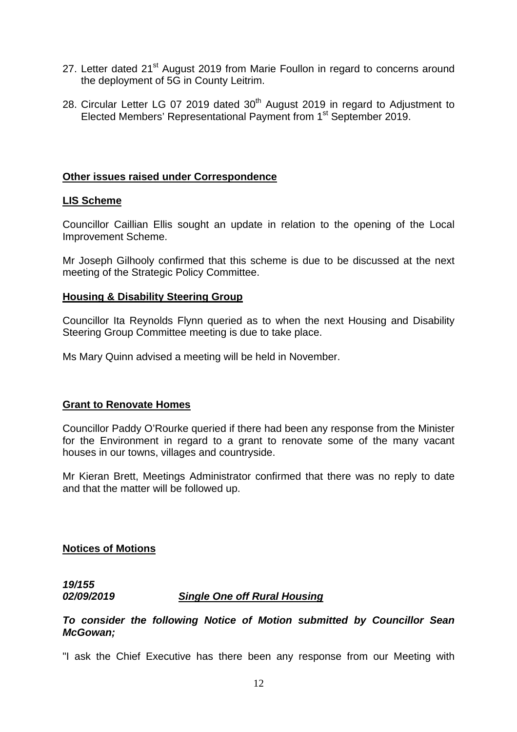27. Letter dated 21st August 2019 from Marie Foullon in regard to concerns around the deployment of 5G in County Leitrim.

28. Circular Letter LG 07 2019 dated 30th August 2019 in regard to Adjustment to Elected Members' Representational Payment from 1st September 2019.

**Other issues raised under Correspondence**

**LIS Scheme**

Councillor Caillian Ellis sought an update in relation to the opening of the Local Improvement Scheme.

Mr Joseph Gilhooly confirmed that this scheme is due to be discussed at the next meeting of the Strategic Policy Committee.

**Housing & Disability Steering Group**

Councillor Ita Reynolds Flynn queried as to when the next Housing and Disability Steering Group Committee meeting is due to take place.

Ms Mary Quinn advised a meeting will be held in November.

**Grant to Renovate Homes**

Councillor Paddy O'Rourke queried if there had been any response from the Minister for the Environment in regard to a grant to renovate some of the many vacant houses in our towns, villages and countryside.

Mr Kieran Brett, Meetings Administrator confirmed that there was no reply to date and that the matter will be followed up.

**Notices of Motions**

***19/155***
***02/09/2019*** ***Single One off Rural Housing***

***To consider the following Notice of Motion submitted by Councillor Sean McGowan;***

"I ask the Chief Executive has there been any response from our Meeting with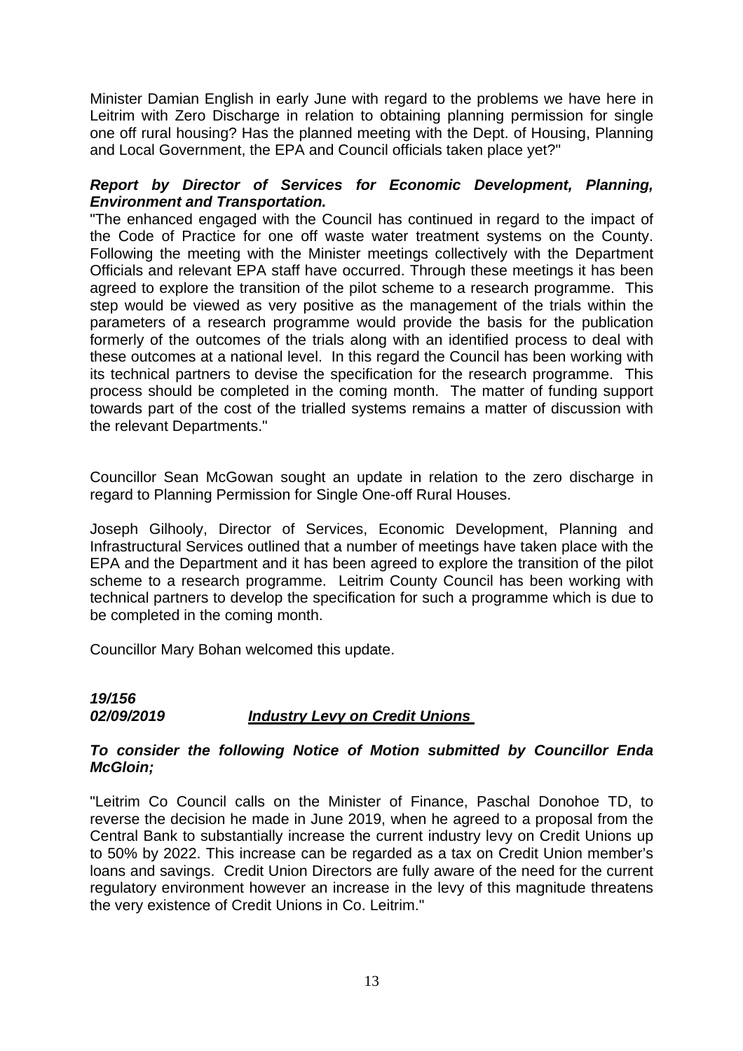Minister Damian English in early June with regard to the problems we have here in Leitrim with Zero Discharge in relation to obtaining planning permission for single one off rural housing? Has the planned meeting with the Dept. of Housing, Planning and Local Government, the EPA and Council officials taken place yet?"

***Report by Director of Services for Economic Development, Planning, Environment and Transportation.***

"The enhanced engaged with the Council has continued in regard to the impact of the Code of Practice for one off waste water treatment systems on the County. Following the meeting with the Minister meetings collectively with the Department Officials and relevant EPA staff have occurred. Through these meetings it has been agreed to explore the transition of the pilot scheme to a research programme. This step would be viewed as very positive as the management of the trials within the parameters of a research programme would provide the basis for the publication formerly of the outcomes of the trials along with an identified process to deal with these outcomes at a national level. In this regard the Council has been working with its technical partners to devise the specification for the research programme. This process should be completed in the coming month. The matter of funding support towards part of the cost of the trialled systems remains a matter of discussion with the relevant Departments."

Councillor Sean McGowan sought an update in relation to the zero discharge in regard to Planning Permission for Single One-off Rural Houses.

Joseph Gilhooly, Director of Services, Economic Development, Planning and Infrastructural Services outlined that a number of meetings have taken place with the EPA and the Department and it has been agreed to explore the transition of the pilot scheme to a research programme. Leitrim County Council has been working with technical partners to develop the specification for such a programme which is due to be completed in the coming month.

Councillor Mary Bohan welcomed this update.

***19/156***
***02/09/2019*** ***<u>Industry Levy on Credit Unions</u>***

***To consider the following Notice of Motion submitted by Councillor Enda McGloin;***

"Leitrim Co Council calls on the Minister of Finance, Paschal Donohoe TD, to reverse the decision he made in June 2019, when he agreed to a proposal from the Central Bank to substantially increase the current industry levy on Credit Unions up to 50% by 2022. This increase can be regarded as a tax on Credit Union member's loans and savings. Credit Union Directors are fully aware of the need for the current regulatory environment however an increase in the levy of this magnitude threatens the very existence of Credit Unions in Co. Leitrim."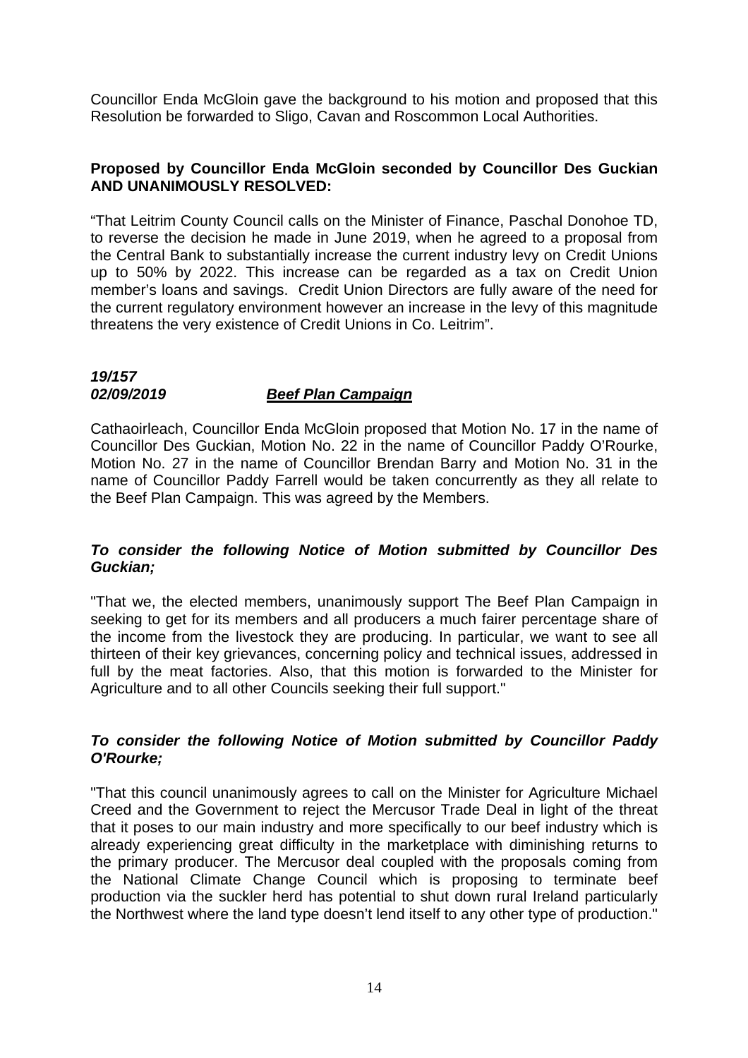Councillor Enda McGloin gave the background to his motion and proposed that this Resolution be forwarded to Sligo, Cavan and Roscommon Local Authorities.

**Proposed by Councillor Enda McGloin seconded by Councillor Des Guckian AND UNANIMOUSLY RESOLVED:**

"That Leitrim County Council calls on the Minister of Finance, Paschal Donohoe TD, to reverse the decision he made in June 2019, when he agreed to a proposal from the Central Bank to substantially increase the current industry levy on Credit Unions up to 50% by 2022. This increase can be regarded as a tax on Credit Union member's loans and savings. Credit Union Directors are fully aware of the need for the current regulatory environment however an increase in the levy of this magnitude threatens the very existence of Credit Unions in Co. Leitrim".

***19/157***
***02/09/2019*** ***Beef Plan Campaign***

Cathaoirleach, Councillor Enda McGloin proposed that Motion No. 17 in the name of Councillor Des Guckian, Motion No. 22 in the name of Councillor Paddy O'Rourke, Motion No. 27 in the name of Councillor Brendan Barry and Motion No. 31 in the name of Councillor Paddy Farrell would be taken concurrently as they all relate to the Beef Plan Campaign. This was agreed by the Members.

***To consider the following Notice of Motion submitted by Councillor Des Guckian;***

"That we, the elected members, unanimously support The Beef Plan Campaign in seeking to get for its members and all producers a much fairer percentage share of the income from the livestock they are producing. In particular, we want to see all thirteen of their key grievances, concerning policy and technical issues, addressed in full by the meat factories. Also, that this motion is forwarded to the Minister for Agriculture and to all other Councils seeking their full support."

***To consider the following Notice of Motion submitted by Councillor Paddy O'Rourke;***

"That this council unanimously agrees to call on the Minister for Agriculture Michael Creed and the Government to reject the Mercusor Trade Deal in light of the threat that it poses to our main industry and more specifically to our beef industry which is already experiencing great difficulty in the marketplace with diminishing returns to the primary producer. The Mercusor deal coupled with the proposals coming from the National Climate Change Council which is proposing to terminate beef production via the suckler herd has potential to shut down rural Ireland particularly the Northwest where the land type doesn't lend itself to any other type of production."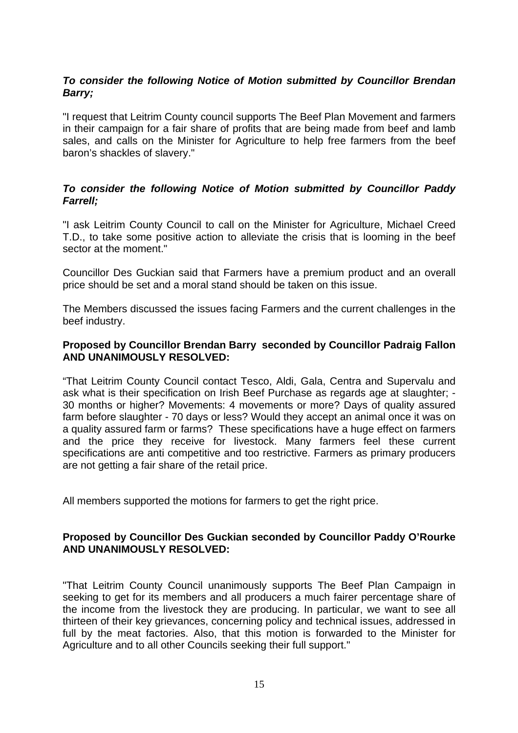***To consider the following Notice of Motion submitted by Councillor Brendan Barry;***

"I request that Leitrim County council supports The Beef Plan Movement and farmers in their campaign for a fair share of profits that are being made from beef and lamb sales, and calls on the Minister for Agriculture to help free farmers from the beef baron's shackles of slavery."

***To consider the following Notice of Motion submitted by Councillor Paddy Farrell;***

"I ask Leitrim County Council to call on the Minister for Agriculture, Michael Creed T.D., to take some positive action to alleviate the crisis that is looming in the beef sector at the moment."

Councillor Des Guckian said that Farmers have a premium product and an overall price should be set and a moral stand should be taken on this issue.

The Members discussed the issues facing Farmers and the current challenges in the beef industry.

**Proposed by Councillor Brendan Barry seconded by Councillor Padraig Fallon AND UNANIMOUSLY RESOLVED:**

"That Leitrim County Council contact Tesco, Aldi, Gala, Centra and Supervalu and ask what is their specification on Irish Beef Purchase as regards age at slaughter; - 30 months or higher? Movements: 4 movements or more? Days of quality assured farm before slaughter - 70 days or less? Would they accept an animal once it was on a quality assured farm or farms? These specifications have a huge effect on farmers and the price they receive for livestock. Many farmers feel these current specifications are anti competitive and too restrictive. Farmers as primary producers are not getting a fair share of the retail price.

All members supported the motions for farmers to get the right price.

**Proposed by Councillor Des Guckian seconded by Councillor Paddy O'Rourke AND UNANIMOUSLY RESOLVED:**

"That Leitrim County Council unanimously supports The Beef Plan Campaign in seeking to get for its members and all producers a much fairer percentage share of the income from the livestock they are producing. In particular, we want to see all thirteen of their key grievances, concerning policy and technical issues, addressed in full by the meat factories. Also, that this motion is forwarded to the Minister for Agriculture and to all other Councils seeking their full support."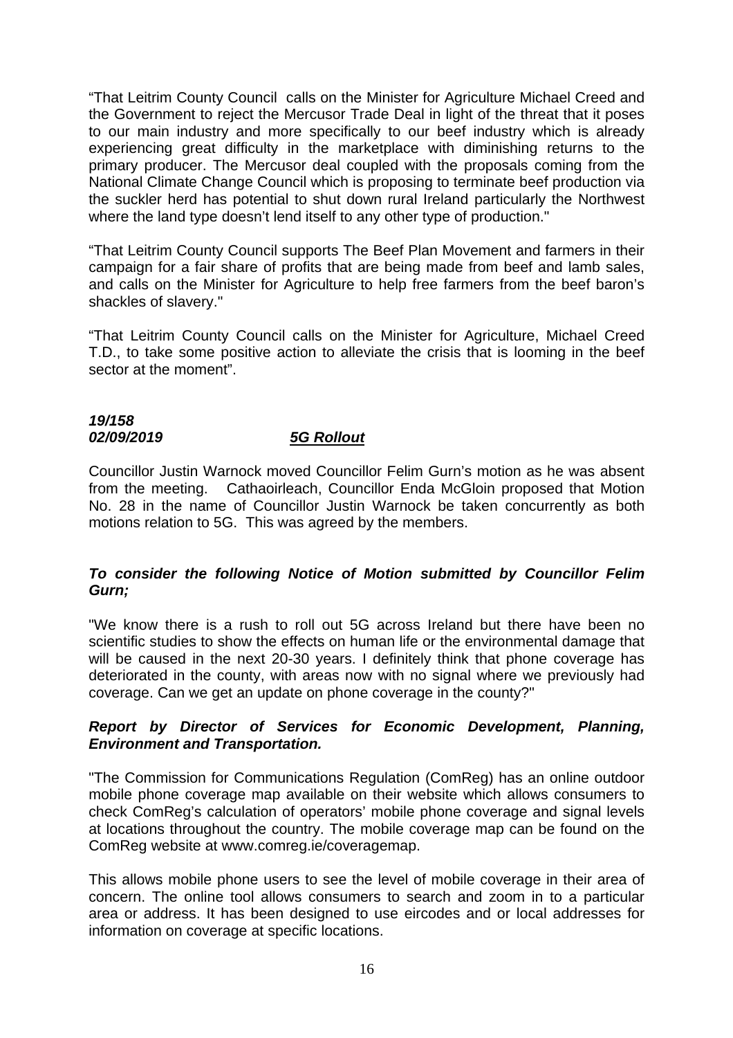“That Leitrim County Council calls on the Minister for Agriculture Michael Creed and the Government to reject the Mercusor Trade Deal in light of the threat that it poses to our main industry and more specifically to our beef industry which is already experiencing great difficulty in the marketplace with diminishing returns to the primary producer. The Mercusor deal coupled with the proposals coming from the National Climate Change Council which is proposing to terminate beef production via the suckler herd has potential to shut down rural Ireland particularly the Northwest where the land type doesn’t lend itself to any other type of production."

“That Leitrim County Council supports The Beef Plan Movement and farmers in their campaign for a fair share of profits that are being made from beef and lamb sales, and calls on the Minister for Agriculture to help free farmers from the beef baron’s shackles of slavery."

“That Leitrim County Council calls on the Minister for Agriculture, Michael Creed T.D., to take some positive action to alleviate the crisis that is looming in the beef sector at the moment”.

***19/158***
***02/09/2019*** ***<u>5G Rollout</u>***

Councillor Justin Warnock moved Councillor Felim Gurn’s motion as he was absent from the meeting. Cathaoirleach, Councillor Enda McGloin proposed that Motion No. 28 in the name of Councillor Justin Warnock be taken concurrently as both motions relation to 5G. This was agreed by the members.

***To consider the following Notice of Motion submitted by Councillor Felim Gurn;***

"We know there is a rush to roll out 5G across Ireland but there have been no scientific studies to show the effects on human life or the environmental damage that will be caused in the next 20-30 years. I definitely think that phone coverage has deteriorated in the county, with areas now with no signal where we previously had coverage. Can we get an update on phone coverage in the county?"

***Report by Director of Services for Economic Development, Planning, Environment and Transportation.***

"The Commission for Communications Regulation (ComReg) has an online outdoor mobile phone coverage map available on their website which allows consumers to check ComReg’s calculation of operators’ mobile phone coverage and signal levels at locations throughout the country. The mobile coverage map can be found on the ComReg website at www.comreg.ie/coveragemap.

This allows mobile phone users to see the level of mobile coverage in their area of concern. The online tool allows consumers to search and zoom in to a particular area or address. It has been designed to use eircodes and or local addresses for information on coverage at specific locations.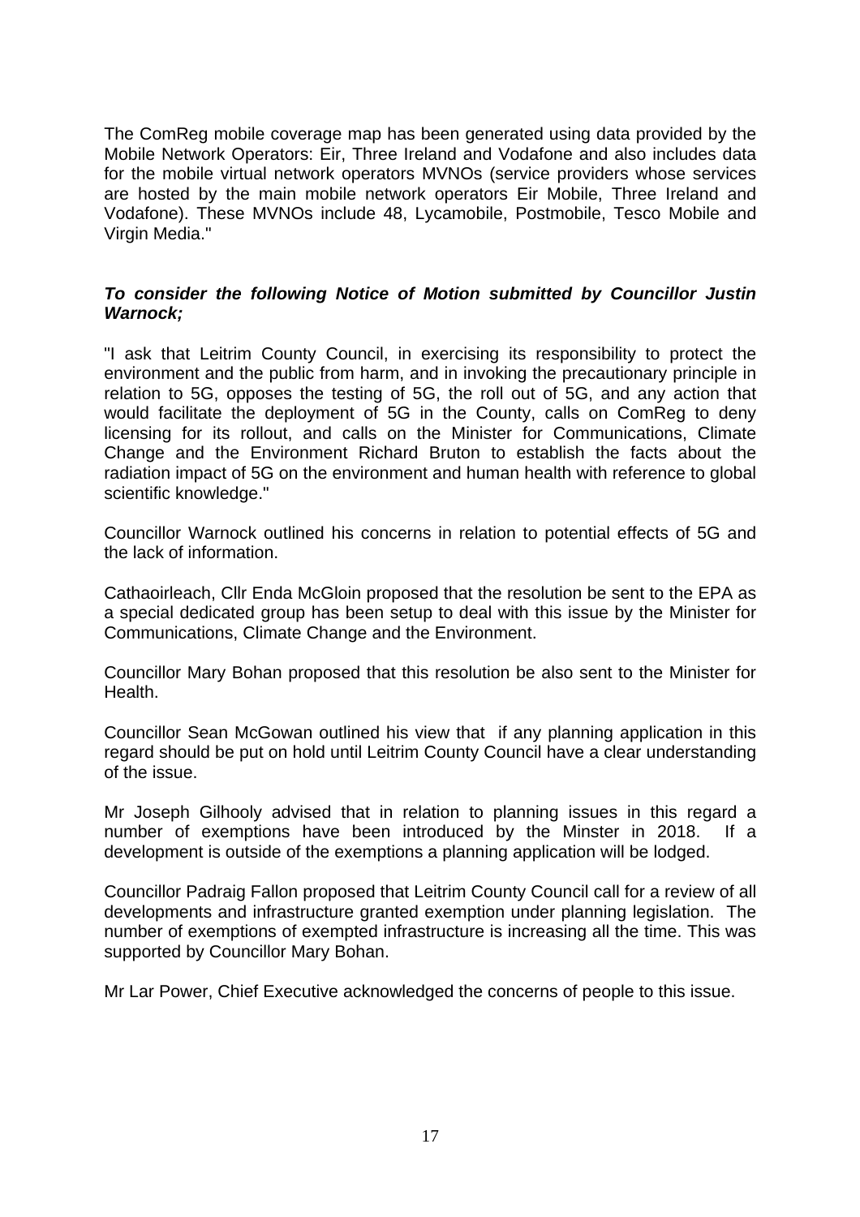The ComReg mobile coverage map has been generated using data provided by the Mobile Network Operators: Eir, Three Ireland and Vodafone and also includes data for the mobile virtual network operators MVNOs (service providers whose services are hosted by the main mobile network operators Eir Mobile, Three Ireland and Vodafone). These MVNOs include 48, Lycamobile, Postmobile, Tesco Mobile and Virgin Media."

***To consider the following Notice of Motion submitted by Councillor Justin Warnock;***

"I ask that Leitrim County Council, in exercising its responsibility to protect the environment and the public from harm, and in invoking the precautionary principle in relation to 5G, opposes the testing of 5G, the roll out of 5G, and any action that would facilitate the deployment of 5G in the County, calls on ComReg to deny licensing for its rollout, and calls on the Minister for Communications, Climate Change and the Environment Richard Bruton to establish the facts about the radiation impact of 5G on the environment and human health with reference to global scientific knowledge."

Councillor Warnock outlined his concerns in relation to potential effects of 5G and the lack of information.

Cathaoirleach, Cllr Enda McGloin proposed that the resolution be sent to the EPA as a special dedicated group has been setup to deal with this issue by the Minister for Communications, Climate Change and the Environment.

Councillor Mary Bohan proposed that this resolution be also sent to the Minister for Health.

Councillor Sean McGowan outlined his view that if any planning application in this regard should be put on hold until Leitrim County Council have a clear understanding of the issue.

Mr Joseph Gilhooly advised that in relation to planning issues in this regard a number of exemptions have been introduced by the Minster in 2018. If a development is outside of the exemptions a planning application will be lodged.

Councillor Padraig Fallon proposed that Leitrim County Council call for a review of all developments and infrastructure granted exemption under planning legislation. The number of exemptions of exempted infrastructure is increasing all the time. This was supported by Councillor Mary Bohan.

Mr Lar Power, Chief Executive acknowledged the concerns of people to this issue.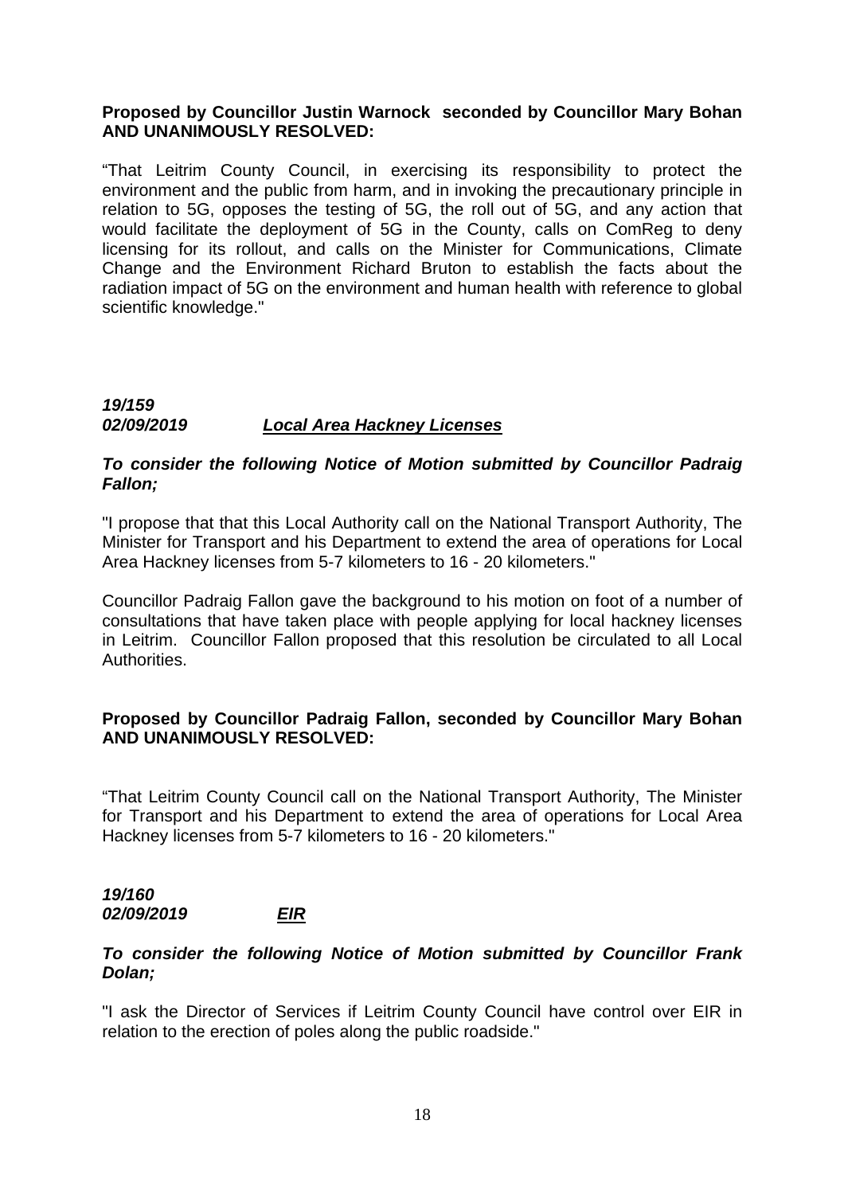**Proposed by Councillor Justin Warnock seconded by Councillor Mary Bohan AND UNANIMOUSLY RESOLVED:**

"That Leitrim County Council, in exercising its responsibility to protect the environment and the public from harm, and in invoking the precautionary principle in relation to 5G, opposes the testing of 5G, the roll out of 5G, and any action that would facilitate the deployment of 5G in the County, calls on ComReg to deny licensing for its rollout, and calls on the Minister for Communications, Climate Change and the Environment Richard Bruton to establish the facts about the radiation impact of 5G on the environment and human health with reference to global scientific knowledge."

***19/159***
***02/09/2019*** ***<u>Local Area Hackney Licenses</u>***

***To consider the following Notice of Motion submitted by Councillor Padraig Fallon;***

"I propose that that this Local Authority call on the National Transport Authority, The Minister for Transport and his Department to extend the area of operations for Local Area Hackney licenses from 5-7 kilometers to 16 - 20 kilometers."

Councillor Padraig Fallon gave the background to his motion on foot of a number of consultations that have taken place with people applying for local hackney licenses in Leitrim. Councillor Fallon proposed that this resolution be circulated to all Local Authorities.

**Proposed by Councillor Padraig Fallon, seconded by Councillor Mary Bohan AND UNANIMOUSLY RESOLVED:**

"That Leitrim County Council call on the National Transport Authority, The Minister for Transport and his Department to extend the area of operations for Local Area Hackney licenses from 5-7 kilometers to 16 - 20 kilometers."

***19/160***
***02/09/2019*** ***<u>EIR</u>***

***To consider the following Notice of Motion submitted by Councillor Frank Dolan;***

"I ask the Director of Services if Leitrim County Council have control over EIR in relation to the erection of poles along the public roadside."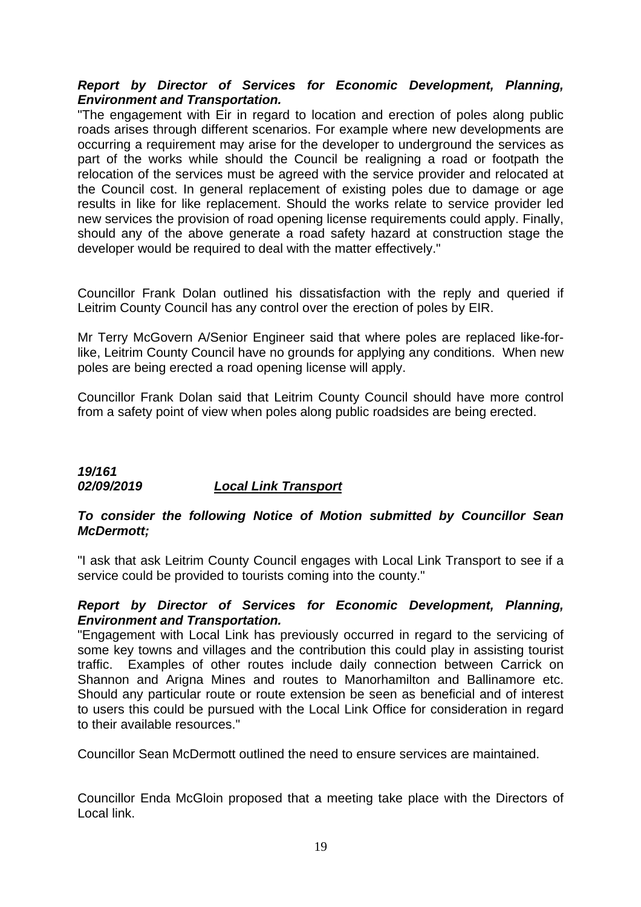***Report by Director of Services for Economic Development, Planning, Environment and Transportation.***

"The engagement with Eir in regard to location and erection of poles along public roads arises through different scenarios. For example where new developments are occurring a requirement may arise for the developer to underground the services as part of the works while should the Council be realigning a road or footpath the relocation of the services must be agreed with the service provider and relocated at the Council cost. In general replacement of existing poles due to damage or age results in like for like replacement. Should the works relate to service provider led new services the provision of road opening license requirements could apply. Finally, should any of the above generate a road safety hazard at construction stage the developer would be required to deal with the matter effectively."

Councillor Frank Dolan outlined his dissatisfaction with the reply and queried if Leitrim County Council has any control over the erection of poles by EIR.

Mr Terry McGovern A/Senior Engineer said that where poles are replaced like-for-like, Leitrim County Council have no grounds for applying any conditions. When new poles are being erected a road opening license will apply.

Councillor Frank Dolan said that Leitrim County Council should have more control from a safety point of view when poles along public roadsides are being erected.

***19/161***
***02/09/2019*** ***Local Link Transport***

***To consider the following Notice of Motion submitted by Councillor Sean McDermott;***

"I ask that ask Leitrim County Council engages with Local Link Transport to see if a service could be provided to tourists coming into the county."

***Report by Director of Services for Economic Development, Planning, Environment and Transportation.***

"Engagement with Local Link has previously occurred in regard to the servicing of some key towns and villages and the contribution this could play in assisting tourist traffic. Examples of other routes include daily connection between Carrick on Shannon and Arigna Mines and routes to Manorhamilton and Ballinamore etc. Should any particular route or route extension be seen as beneficial and of interest to users this could be pursued with the Local Link Office for consideration in regard to their available resources."

Councillor Sean McDermott outlined the need to ensure services are maintained.

Councillor Enda McGloin proposed that a meeting take place with the Directors of Local link.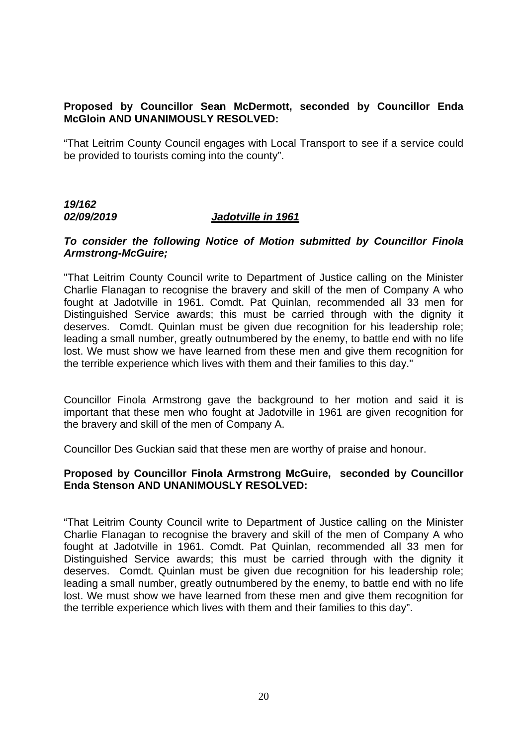**Proposed by Councillor Sean McDermott, seconded by Councillor Enda McGloin AND UNANIMOUSLY RESOLVED:**

"That Leitrim County Council engages with Local Transport to see if a service could be provided to tourists coming into the county".

***19/162***
***02/09/2019*** ***<u>Jadotville in 1961</u>***

***To consider the following Notice of Motion submitted by Councillor Finola Armstrong-McGuire;***

"That Leitrim County Council write to Department of Justice calling on the Minister Charlie Flanagan to recognise the bravery and skill of the men of Company A who fought at Jadotville in 1961. Comdt. Pat Quinlan, recommended all 33 men for Distinguished Service awards; this must be carried through with the dignity it deserves. Comdt. Quinlan must be given due recognition for his leadership role; leading a small number, greatly outnumbered by the enemy, to battle end with no life lost. We must show we have learned from these men and give them recognition for the terrible experience which lives with them and their families to this day."

Councillor Finola Armstrong gave the background to her motion and said it is important that these men who fought at Jadotville in 1961 are given recognition for the bravery and skill of the men of Company A.

Councillor Des Guckian said that these men are worthy of praise and honour.

**Proposed by Councillor Finola Armstrong McGuire, seconded by Councillor Enda Stenson AND UNANIMOUSLY RESOLVED:**

"That Leitrim County Council write to Department of Justice calling on the Minister Charlie Flanagan to recognise the bravery and skill of the men of Company A who fought at Jadotville in 1961. Comdt. Pat Quinlan, recommended all 33 men for Distinguished Service awards; this must be carried through with the dignity it deserves. Comdt. Quinlan must be given due recognition for his leadership role; leading a small number, greatly outnumbered by the enemy, to battle end with no life lost. We must show we have learned from these men and give them recognition for the terrible experience which lives with them and their families to this day".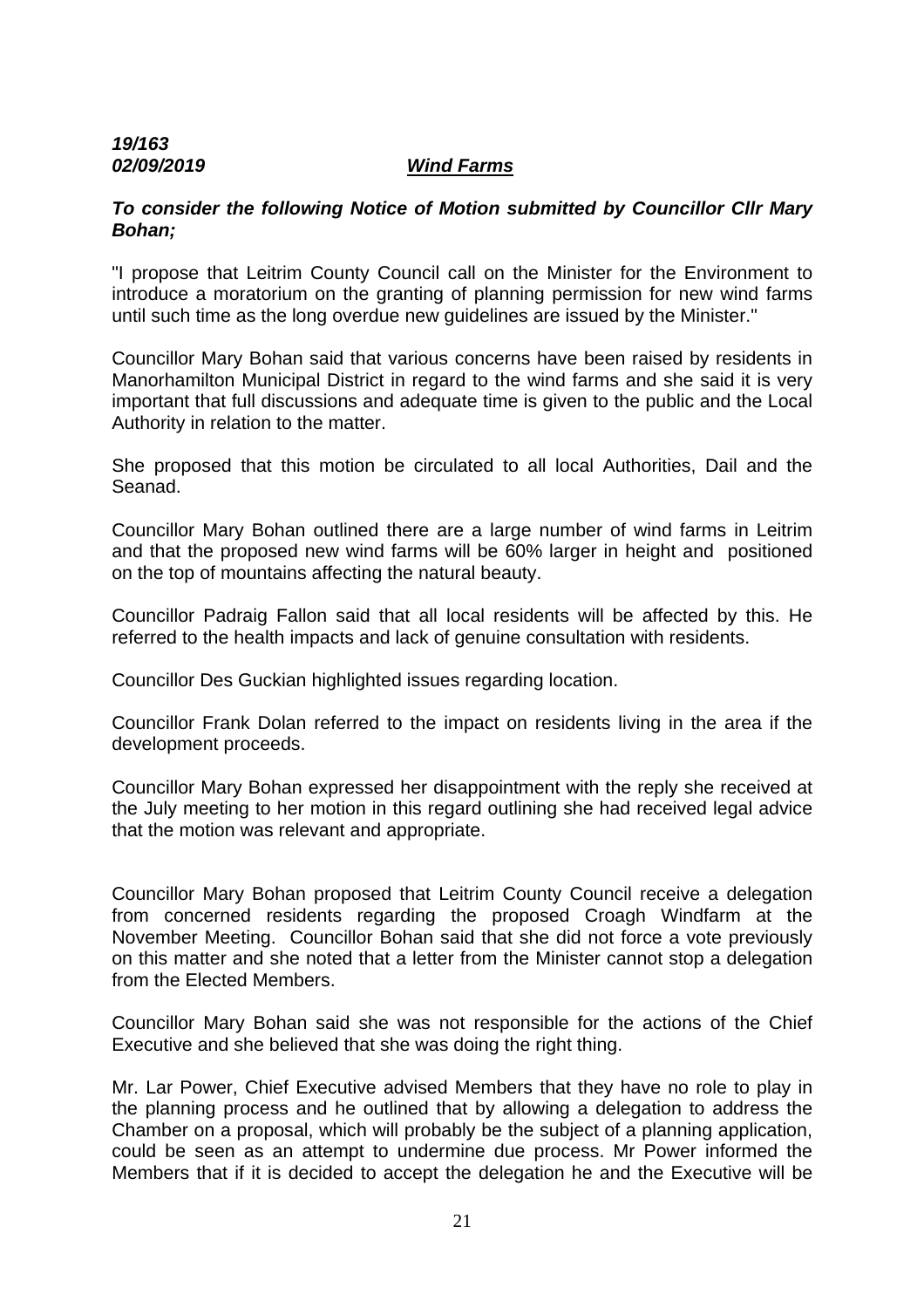***19/163***
***02/09/2019*** ***Wind Farms***

***To consider the following Notice of Motion submitted by Councillor Cllr Mary Bohan;***

"I propose that Leitrim County Council call on the Minister for the Environment to introduce a moratorium on the granting of planning permission for new wind farms until such time as the long overdue new guidelines are issued by the Minister."

Councillor Mary Bohan said that various concerns have been raised by residents in Manorhamilton Municipal District in regard to the wind farms and she said it is very important that full discussions and adequate time is given to the public and the Local Authority in relation to the matter.

She proposed that this motion be circulated to all local Authorities, Dail and the Seanad.

Councillor Mary Bohan outlined there are a large number of wind farms in Leitrim and that the proposed new wind farms will be 60% larger in height and positioned on the top of mountains affecting the natural beauty.

Councillor Padraig Fallon said that all local residents will be affected by this. He referred to the health impacts and lack of genuine consultation with residents.

Councillor Des Guckian highlighted issues regarding location.

Councillor Frank Dolan referred to the impact on residents living in the area if the development proceeds.

Councillor Mary Bohan expressed her disappointment with the reply she received at the July meeting to her motion in this regard outlining she had received legal advice that the motion was relevant and appropriate.

Councillor Mary Bohan proposed that Leitrim County Council receive a delegation from concerned residents regarding the proposed Croagh Windfarm at the November Meeting. Councillor Bohan said that she did not force a vote previously on this matter and she noted that a letter from the Minister cannot stop a delegation from the Elected Members.

Councillor Mary Bohan said she was not responsible for the actions of the Chief Executive and she believed that she was doing the right thing.

Mr. Lar Power, Chief Executive advised Members that they have no role to play in the planning process and he outlined that by allowing a delegation to address the Chamber on a proposal, which will probably be the subject of a planning application, could be seen as an attempt to undermine due process. Mr Power informed the Members that if it is decided to accept the delegation he and the Executive will be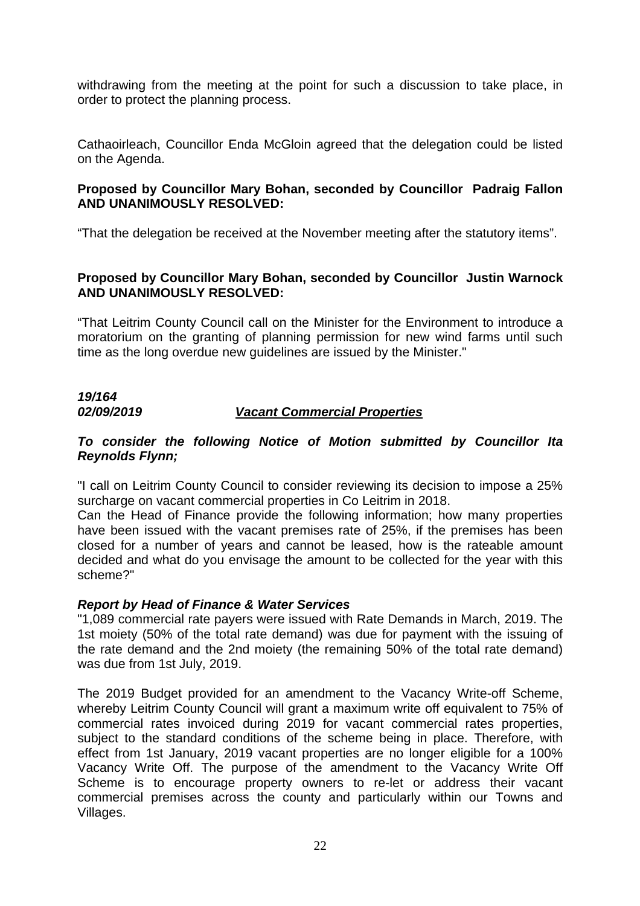withdrawing from the meeting at the point for such a discussion to take place, in order to protect the planning process.

Cathaoirleach, Councillor Enda McGloin agreed that the delegation could be listed on the Agenda.

**Proposed by Councillor Mary Bohan, seconded by Councillor Padraig Fallon AND UNANIMOUSLY RESOLVED:**

"That the delegation be received at the November meeting after the statutory items".

**Proposed by Councillor Mary Bohan, seconded by Councillor Justin Warnock AND UNANIMOUSLY RESOLVED:**

"That Leitrim County Council call on the Minister for the Environment to introduce a moratorium on the granting of planning permission for new wind farms until such time as the long overdue new guidelines are issued by the Minister."

***19/164***
***02/09/2019*** ***Vacant Commercial Properties***

***To consider the following Notice of Motion submitted by Councillor Ita Reynolds Flynn;***

"I call on Leitrim County Council to consider reviewing its decision to impose a 25% surcharge on vacant commercial properties in Co Leitrim in 2018.
Can the Head of Finance provide the following information; how many properties have been issued with the vacant premises rate of 25%, if the premises has been closed for a number of years and cannot be leased, how is the rateable amount decided and what do you envisage the amount to be collected for the year with this scheme?"

***Report by Head of Finance & Water Services***
"1,089 commercial rate payers were issued with Rate Demands in March, 2019. The 1st moiety (50% of the total rate demand) was due for payment with the issuing of the rate demand and the 2nd moiety (the remaining 50% of the total rate demand) was due from 1st July, 2019.

The 2019 Budget provided for an amendment to the Vacancy Write-off Scheme, whereby Leitrim County Council will grant a maximum write off equivalent to 75% of commercial rates invoiced during 2019 for vacant commercial rates properties, subject to the standard conditions of the scheme being in place. Therefore, with effect from 1st January, 2019 vacant properties are no longer eligible for a 100% Vacancy Write Off. The purpose of the amendment to the Vacancy Write Off Scheme is to encourage property owners to re-let or address their vacant commercial premises across the county and particularly within our Towns and Villages.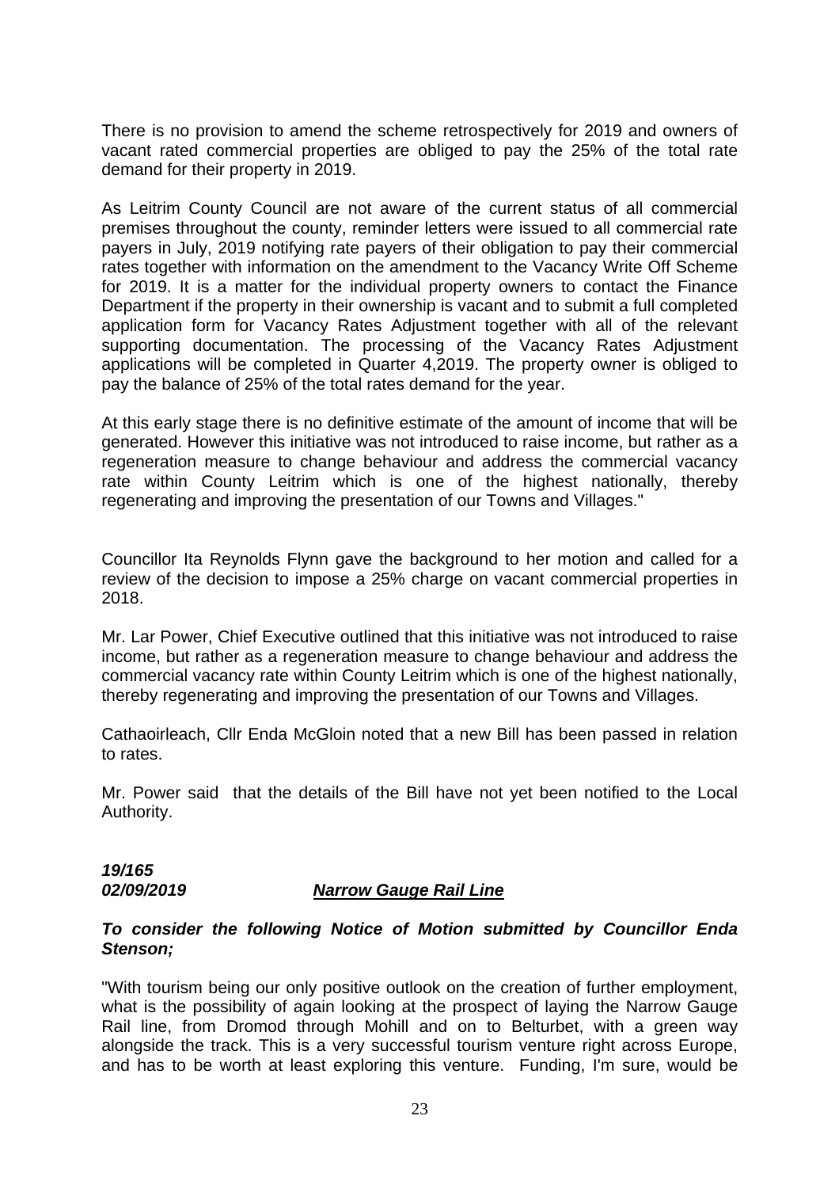There is no provision to amend the scheme retrospectively for 2019 and owners of vacant rated commercial properties are obliged to pay the 25% of the total rate demand for their property in 2019.

As Leitrim County Council are not aware of the current status of all commercial premises throughout the county, reminder letters were issued to all commercial rate payers in July, 2019 notifying rate payers of their obligation to pay their commercial rates together with information on the amendment to the Vacancy Write Off Scheme for 2019. It is a matter for the individual property owners to contact the Finance Department if the property in their ownership is vacant and to submit a full completed application form for Vacancy Rates Adjustment together with all of the relevant supporting documentation. The processing of the Vacancy Rates Adjustment applications will be completed in Quarter 4,2019. The property owner is obliged to pay the balance of 25% of the total rates demand for the year.

At this early stage there is no definitive estimate of the amount of income that will be generated. However this initiative was not introduced to raise income, but rather as a regeneration measure to change behaviour and address the commercial vacancy rate within County Leitrim which is one of the highest nationally, thereby regenerating and improving the presentation of our Towns and Villages."

Councillor Ita Reynolds Flynn gave the background to her motion and called for a review of the decision to impose a 25% charge on vacant commercial properties in 2018.

Mr. Lar Power, Chief Executive outlined that this initiative was not introduced to raise income, but rather as a regeneration measure to change behaviour and address the commercial vacancy rate within County Leitrim which is one of the highest nationally, thereby regenerating and improving the presentation of our Towns and Villages.

Cathaoirleach, Cllr Enda McGloin noted that a new Bill has been passed in relation to rates.

Mr. Power said that the details of the Bill have not yet been notified to the Local Authority.

***19/165***
***02/09/2019*** ***Narrow Gauge Rail Line***

***To consider the following Notice of Motion submitted by Councillor Enda Stenson;***

"With tourism being our only positive outlook on the creation of further employment, what is the possibility of again looking at the prospect of laying the Narrow Gauge Rail line, from Dromod through Mohill and on to Belturbet, with a green way alongside the track. This is a very successful tourism venture right across Europe, and has to be worth at least exploring this venture. Funding, I'm sure, would be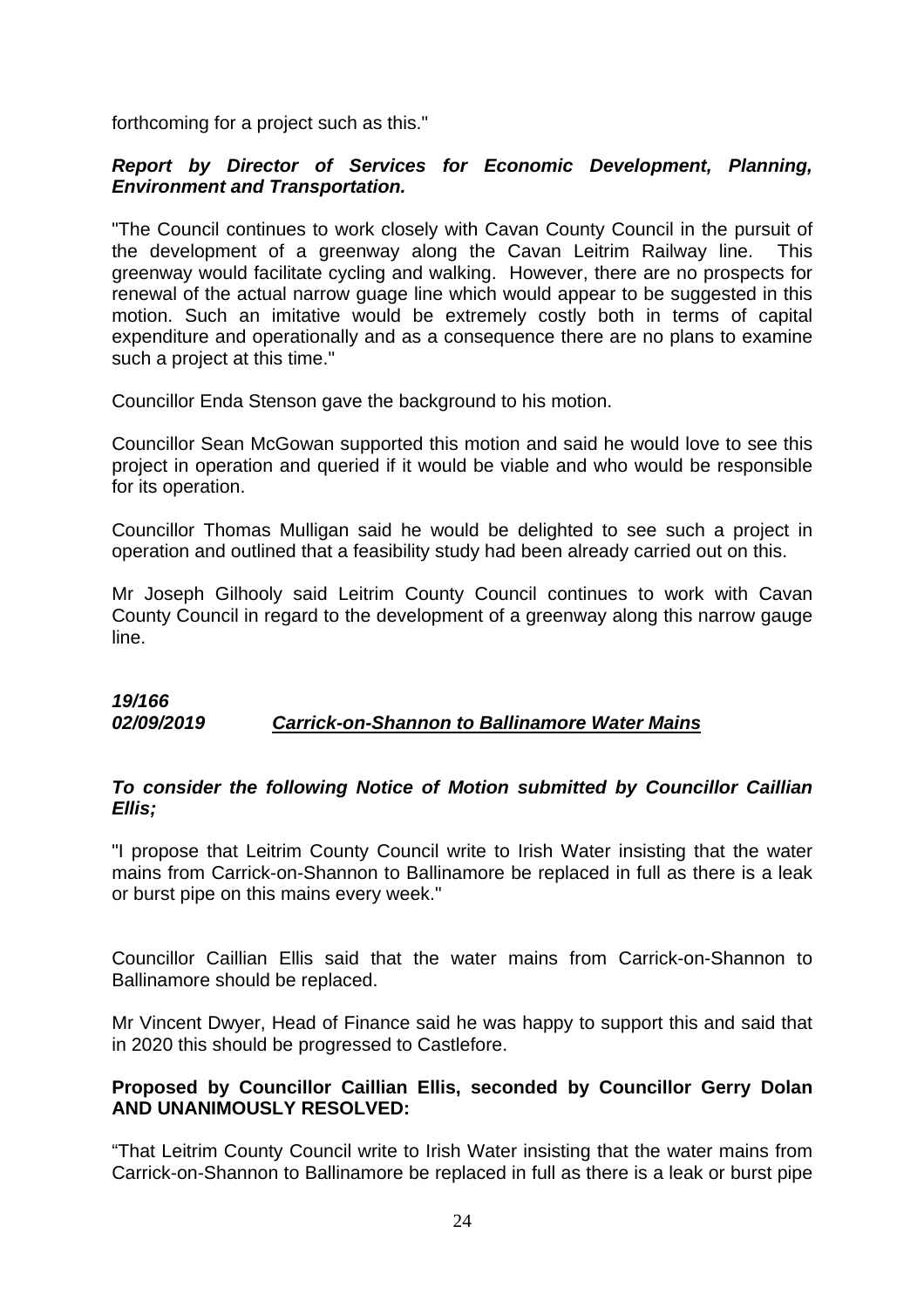forthcoming for a project such as this."

***Report by Director of Services for Economic Development, Planning, Environment and Transportation.***

"The Council continues to work closely with Cavan County Council in the pursuit of the development of a greenway along the Cavan Leitrim Railway line. This greenway would facilitate cycling and walking. However, there are no prospects for renewal of the actual narrow guage line which would appear to be suggested in this motion. Such an imitative would be extremely costly both in terms of capital expenditure and operationally and as a consequence there are no plans to examine such a project at this time."

Councillor Enda Stenson gave the background to his motion.

Councillor Sean McGowan supported this motion and said he would love to see this project in operation and queried if it would be viable and who would be responsible for its operation.

Councillor Thomas Mulligan said he would be delighted to see such a project in operation and outlined that a feasibility study had been already carried out on this.

Mr Joseph Gilhooly said Leitrim County Council continues to work with Cavan County Council in regard to the development of a greenway along this narrow gauge line.

***19/166***
***02/09/2019*** ***Carrick-on-Shannon to Ballinamore Water Mains***

***To consider the following Notice of Motion submitted by Councillor Caillian Ellis;***

"I propose that Leitrim County Council write to Irish Water insisting that the water mains from Carrick-on-Shannon to Ballinamore be replaced in full as there is a leak or burst pipe on this mains every week."

Councillor Caillian Ellis said that the water mains from Carrick-on-Shannon to Ballinamore should be replaced.

Mr Vincent Dwyer, Head of Finance said he was happy to support this and said that in 2020 this should be progressed to Castlefore.

**Proposed by Councillor Caillian Ellis, seconded by Councillor Gerry Dolan AND UNANIMOUSLY RESOLVED:**

"That Leitrim County Council write to Irish Water insisting that the water mains from Carrick-on-Shannon to Ballinamore be replaced in full as there is a leak or burst pipe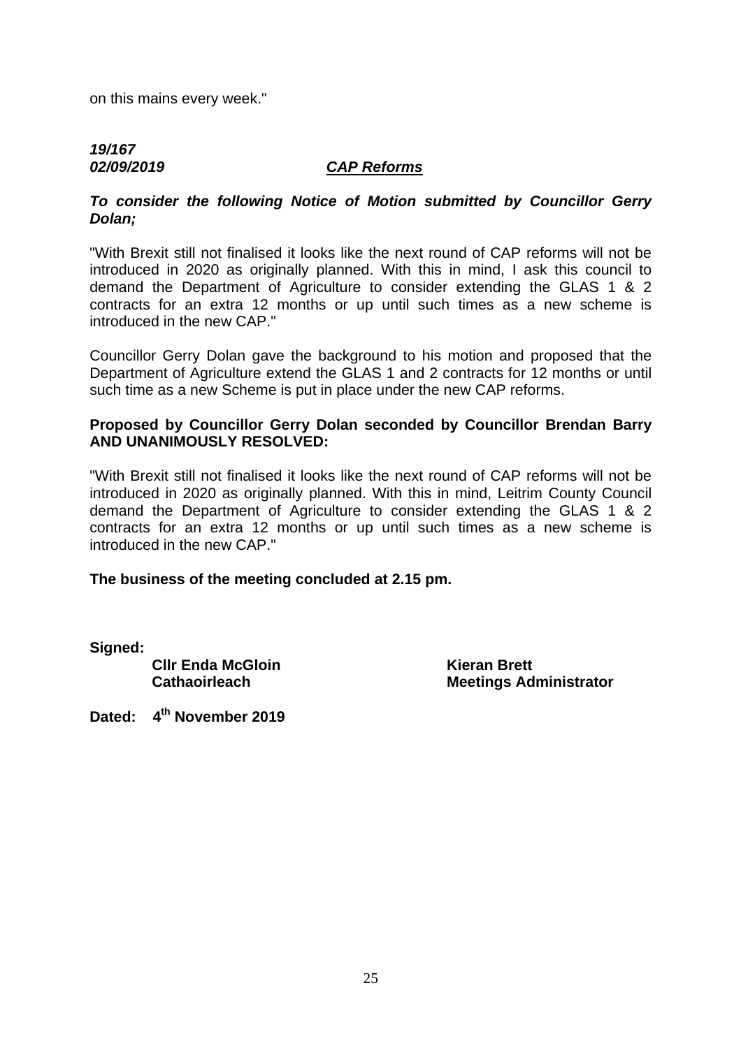on this mains every week."

***19/167***
***02/09/2019*** ***<u>CAP Reforms</u>***

***To consider the following Notice of Motion submitted by Councillor Gerry Dolan;***

"With Brexit still not finalised it looks like the next round of CAP reforms will not be introduced in 2020 as originally planned. With this in mind, I ask this council to demand the Department of Agriculture to consider extending the GLAS 1 & 2 contracts for an extra 12 months or up until such times as a new scheme is introduced in the new CAP."

Councillor Gerry Dolan gave the background to his motion and proposed that the Department of Agriculture extend the GLAS 1 and 2 contracts for 12 months or until such time as a new Scheme is put in place under the new CAP reforms.

**Proposed by Councillor Gerry Dolan seconded by Councillor Brendan Barry AND UNANIMOUSLY RESOLVED:**

"With Brexit still not finalised it looks like the next round of CAP reforms will not be introduced in 2020 as originally planned. With this in mind, Leitrim County Council demand the Department of Agriculture to consider extending the GLAS 1 & 2 contracts for an extra 12 months or up until such times as a new scheme is introduced in the new CAP."

**The business of the meeting concluded at 2.15 pm.**

**Signed:**

**Cllr Enda McGloin**
**Cathaoirleach**

**Kieran Brett**
**Meetings Administrator**

**Dated: 4th November 2019**